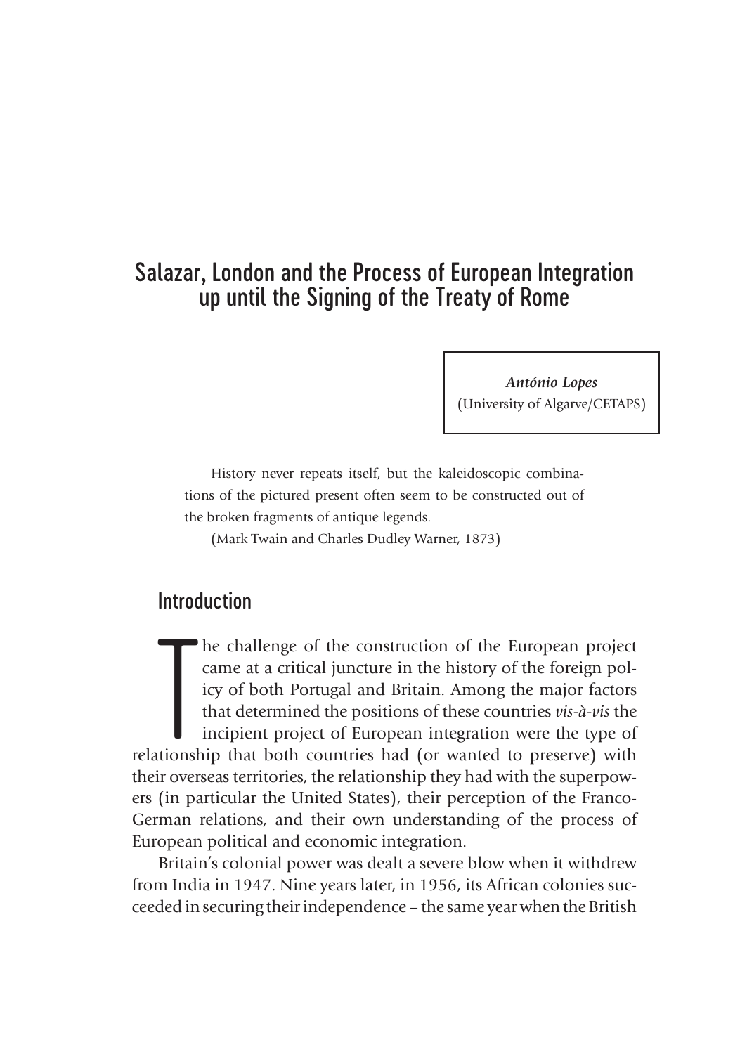# Salazar, London and the Process of European Integration up until the Signing of the Treaty of Rome

***António Lopes***
(University of Algarve/CETAPS)

> History never repeats itself, but the kaleidoscopic combinations of the pictured present often seem to be constructed out of the broken fragments of antique legends.
>
> (Mark Twain and Charles Dudley Warner, 1873)

## Introduction

The challenge of the construction of the European project came at a critical juncture in the history of the foreign policy of both Portugal and Britain. Among the major factors that determined the positions of these countries *vis-à-vis* the incipient project of European integration were the type of relationship that both countries had (or wanted to preserve) with their overseas territories, the relationship they had with the superpowers (in particular the United States), their perception of the Franco-German relations, and their own understanding of the process of European political and economic integration.

Britain's colonial power was dealt a severe blow when it withdrew from India in 1947. Nine years later, in 1956, its African colonies succeeded in securing their independence – the same year when the British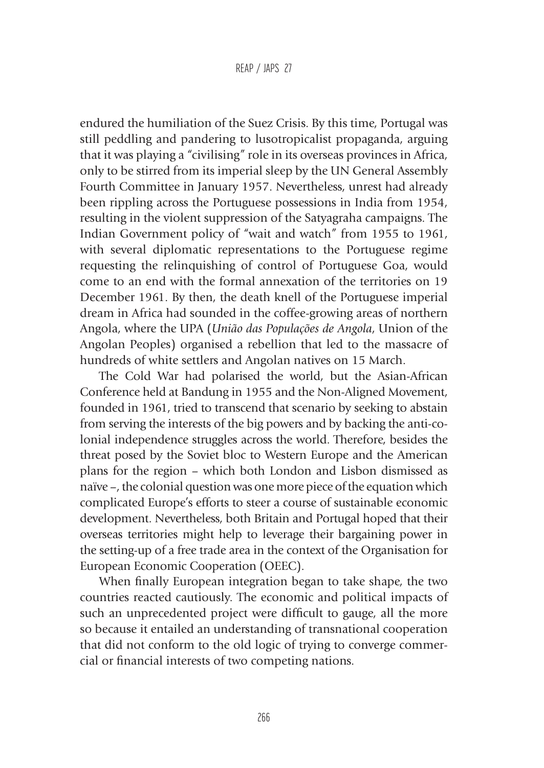endured the humiliation of the Suez Crisis. By this time, Portugal was still peddling and pandering to lusotropicalist propaganda, arguing that it was playing a "civilising" role in its overseas provinces in Africa, only to be stirred from its imperial sleep by the UN General Assembly Fourth Committee in January 1957. Nevertheless, unrest had already been rippling across the Portuguese possessions in India from 1954, resulting in the violent suppression of the Satyagraha campaigns. The Indian Government policy of "wait and watch" from 1955 to 1961, with several diplomatic representations to the Portuguese regime requesting the relinquishing of control of Portuguese Goa, would come to an end with the formal annexation of the territories on 19 December 1961. By then, the death knell of the Portuguese imperial dream in Africa had sounded in the coffee-growing areas of northern Angola, where the UPA (*União das Populações de Angola*, Union of the Angolan Peoples) organised a rebellion that led to the massacre of hundreds of white settlers and Angolan natives on 15 March.

The Cold War had polarised the world, but the Asian-African Conference held at Bandung in 1955 and the Non-Aligned Movement, founded in 1961, tried to transcend that scenario by seeking to abstain from serving the interests of the big powers and by backing the anti-colonial independence struggles across the world. Therefore, besides the threat posed by the Soviet bloc to Western Europe and the American plans for the region – which both London and Lisbon dismissed as naïve –, the colonial question was one more piece of the equation which complicated Europe's efforts to steer a course of sustainable economic development. Nevertheless, both Britain and Portugal hoped that their overseas territories might help to leverage their bargaining power in the setting-up of a free trade area in the context of the Organisation for European Economic Cooperation (OEEC).

When finally European integration began to take shape, the two countries reacted cautiously. The economic and political impacts of such an unprecedented project were difficult to gauge, all the more so because it entailed an understanding of transnational cooperation that did not conform to the old logic of trying to converge commercial or financial interests of two competing nations.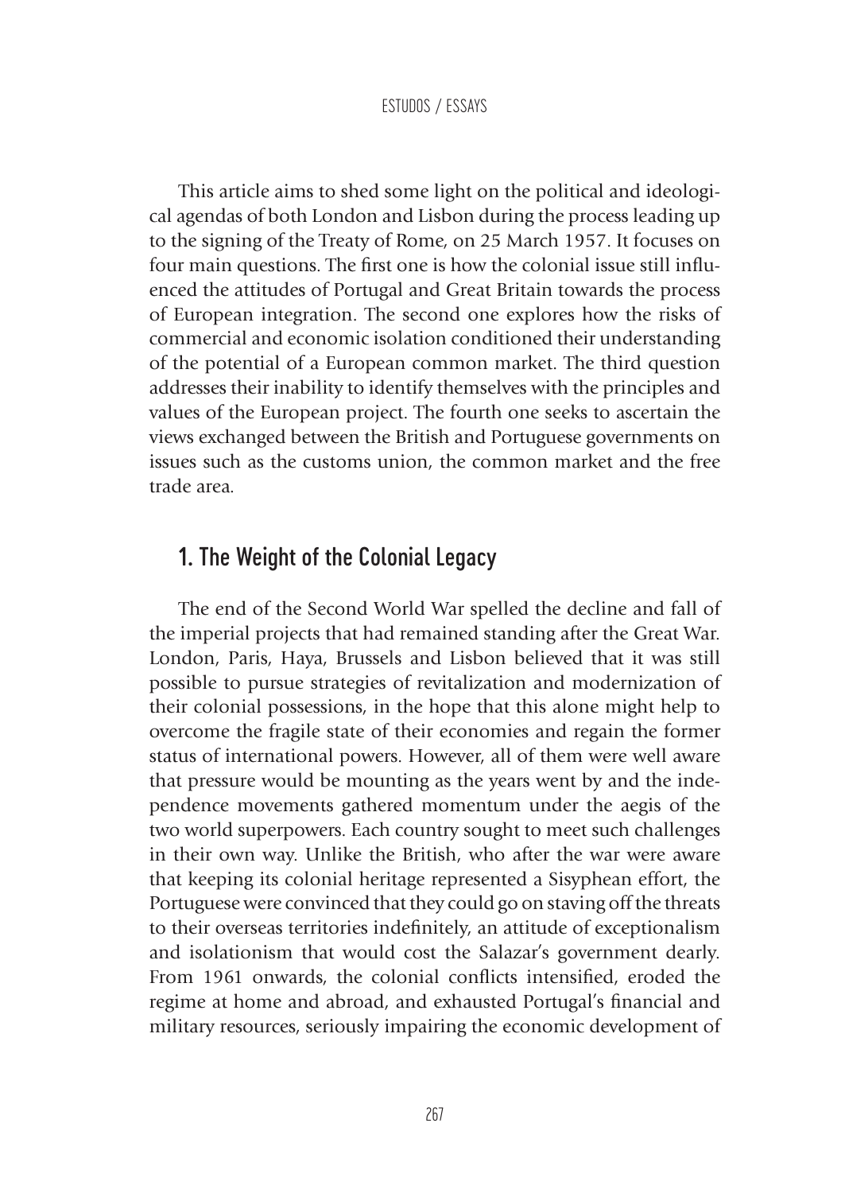This article aims to shed some light on the political and ideological agendas of both London and Lisbon during the process leading up to the signing of the Treaty of Rome, on 25 March 1957. It focuses on four main questions. The first one is how the colonial issue still influenced the attitudes of Portugal and Great Britain towards the process of European integration. The second one explores how the risks of commercial and economic isolation conditioned their understanding of the potential of a European common market. The third question addresses their inability to identify themselves with the principles and values of the European project. The fourth one seeks to ascertain the views exchanged between the British and Portuguese governments on issues such as the customs union, the common market and the free trade area.

## 1. The Weight of the Colonial Legacy

The end of the Second World War spelled the decline and fall of the imperial projects that had remained standing after the Great War. London, Paris, Haya, Brussels and Lisbon believed that it was still possible to pursue strategies of revitalization and modernization of their colonial possessions, in the hope that this alone might help to overcome the fragile state of their economies and regain the former status of international powers. However, all of them were well aware that pressure would be mounting as the years went by and the independence movements gathered momentum under the aegis of the two world superpowers. Each country sought to meet such challenges in their own way. Unlike the British, who after the war were aware that keeping its colonial heritage represented a Sisyphean effort, the Portuguese were convinced that they could go on staving off the threats to their overseas territories indefinitely, an attitude of exceptionalism and isolationism that would cost the Salazar's government dearly. From 1961 onwards, the colonial conflicts intensified, eroded the regime at home and abroad, and exhausted Portugal's financial and military resources, seriously impairing the economic development of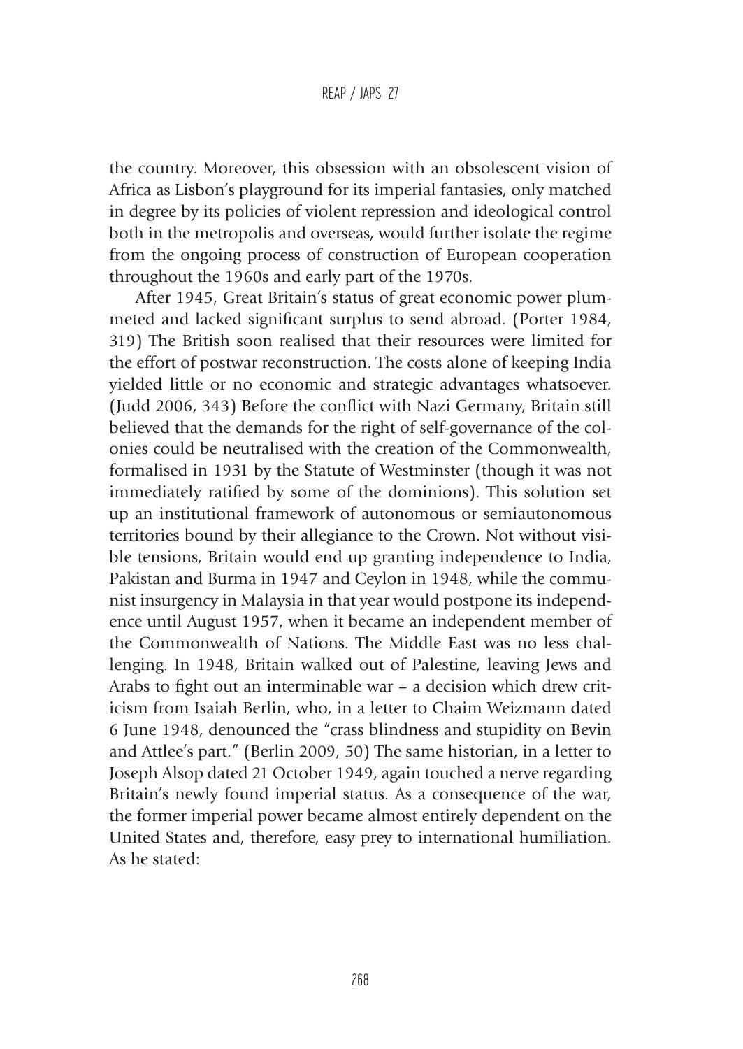the country. Moreover, this obsession with an obsolescent vision of Africa as Lisbon's playground for its imperial fantasies, only matched in degree by its policies of violent repression and ideological control both in the metropolis and overseas, would further isolate the regime from the ongoing process of construction of European cooperation throughout the 1960s and early part of the 1970s.

After 1945, Great Britain's status of great economic power plummeted and lacked significant surplus to send abroad. (Porter 1984, 319) The British soon realised that their resources were limited for the effort of postwar reconstruction. The costs alone of keeping India yielded little or no economic and strategic advantages whatsoever. (Judd 2006, 343) Before the conflict with Nazi Germany, Britain still believed that the demands for the right of self-governance of the colonies could be neutralised with the creation of the Commonwealth, formalised in 1931 by the Statute of Westminster (though it was not immediately ratified by some of the dominions). This solution set up an institutional framework of autonomous or semiautonomous territories bound by their allegiance to the Crown. Not without visible tensions, Britain would end up granting independence to India, Pakistan and Burma in 1947 and Ceylon in 1948, while the communist insurgency in Malaysia in that year would postpone its independence until August 1957, when it became an independent member of the Commonwealth of Nations. The Middle East was no less challenging. In 1948, Britain walked out of Palestine, leaving Jews and Arabs to fight out an interminable war – a decision which drew criticism from Isaiah Berlin, who, in a letter to Chaim Weizmann dated 6 June 1948, denounced the "crass blindness and stupidity on Bevin and Attlee's part." (Berlin 2009, 50) The same historian, in a letter to Joseph Alsop dated 21 October 1949, again touched a nerve regarding Britain's newly found imperial status. As a consequence of the war, the former imperial power became almost entirely dependent on the United States and, therefore, easy prey to international humiliation. As he stated: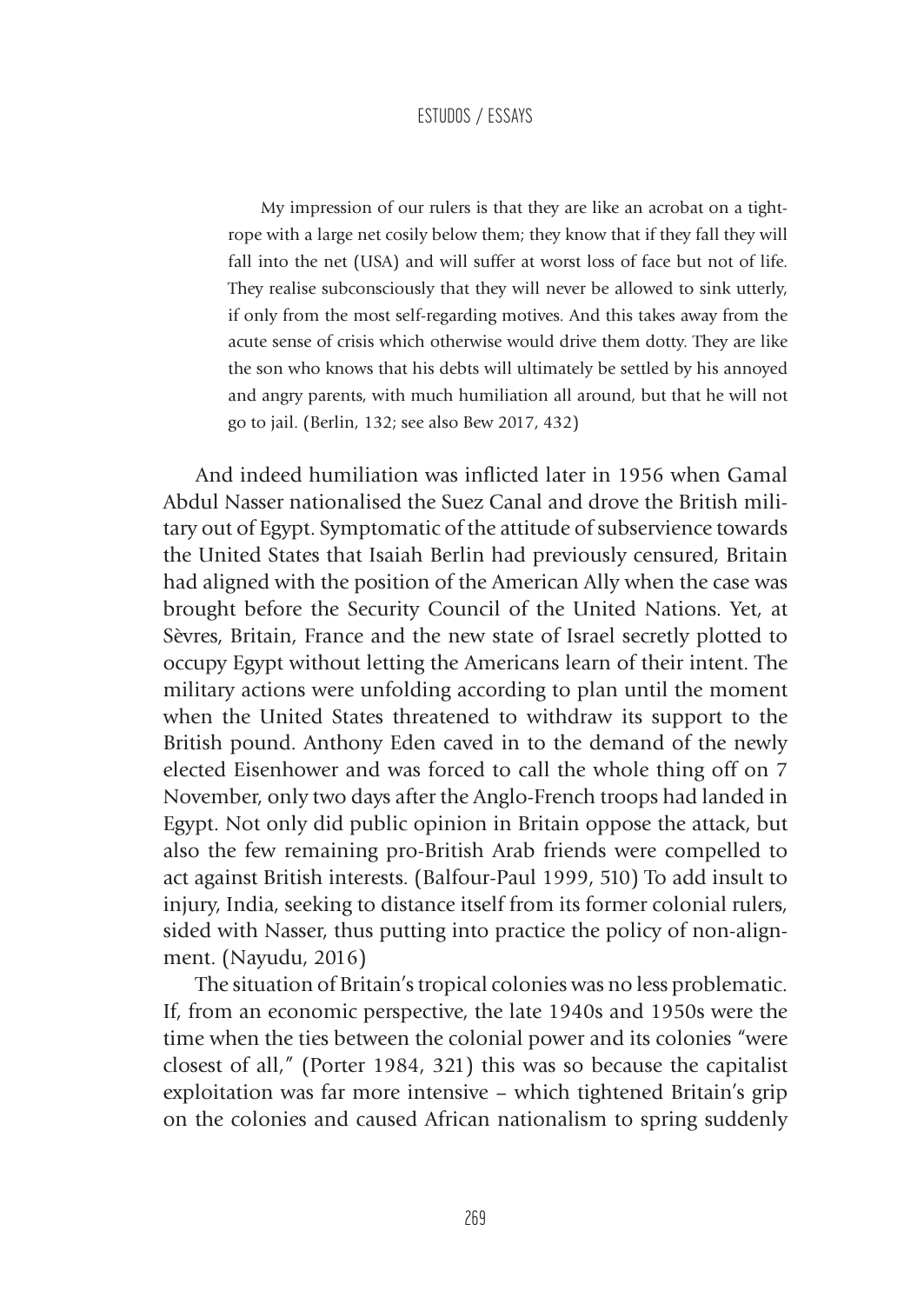> My impression of our rulers is that they are like an acrobat on a tightrope with a large net cosily below them; they know that if they fall they will fall into the net (USA) and will suffer at worst loss of face but not of life. They realise subconsciously that they will never be allowed to sink utterly, if only from the most self-regarding motives. And this takes away from the acute sense of crisis which otherwise would drive them dotty. They are like the son who knows that his debts will ultimately be settled by his annoyed and angry parents, with much humiliation all around, but that he will not go to jail. (Berlin, 132; see also Bew 2017, 432)

And indeed humiliation was inflicted later in 1956 when Gamal Abdul Nasser nationalised the Suez Canal and drove the British military out of Egypt. Symptomatic of the attitude of subservience towards the United States that Isaiah Berlin had previously censured, Britain had aligned with the position of the American Ally when the case was brought before the Security Council of the United Nations. Yet, at Sèvres, Britain, France and the new state of Israel secretly plotted to occupy Egypt without letting the Americans learn of their intent. The military actions were unfolding according to plan until the moment when the United States threatened to withdraw its support to the British pound. Anthony Eden caved in to the demand of the newly elected Eisenhower and was forced to call the whole thing off on 7 November, only two days after the Anglo-French troops had landed in Egypt. Not only did public opinion in Britain oppose the attack, but also the few remaining pro-British Arab friends were compelled to act against British interests. (Balfour-Paul 1999, 510) To add insult to injury, India, seeking to distance itself from its former colonial rulers, sided with Nasser, thus putting into practice the policy of non-alignment. (Nayudu, 2016)

The situation of Britain's tropical colonies was no less problematic. If, from an economic perspective, the late 1940s and 1950s were the time when the ties between the colonial power and its colonies "were closest of all," (Porter 1984, 321) this was so because the capitalist exploitation was far more intensive – which tightened Britain's grip on the colonies and caused African nationalism to spring suddenly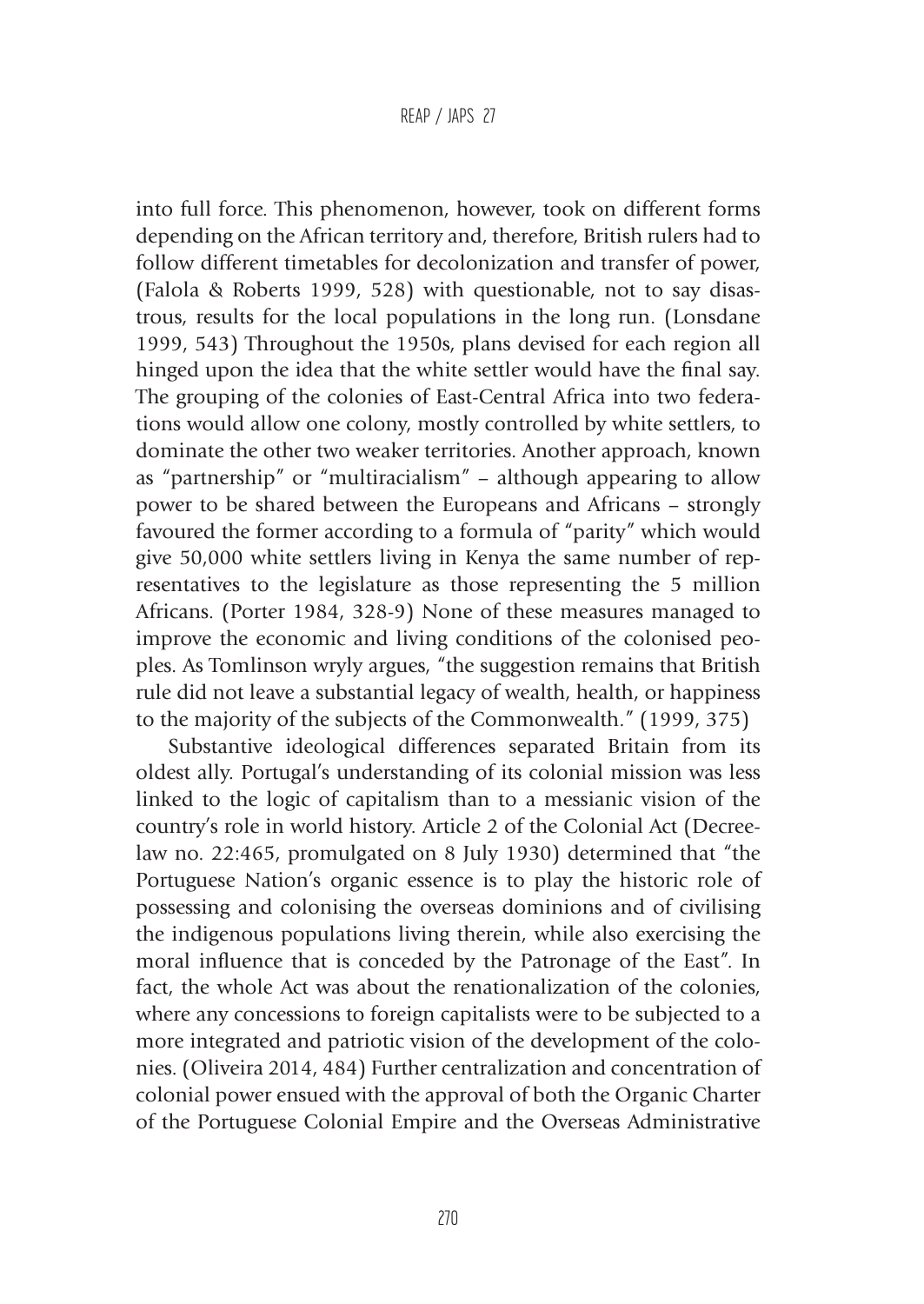into full force. This phenomenon, however, took on different forms depending on the African territory and, therefore, British rulers had to follow different timetables for decolonization and transfer of power, (Falola & Roberts 1999, 528) with questionable, not to say disastrous, results for the local populations in the long run. (Lonsdane 1999, 543) Throughout the 1950s, plans devised for each region all hinged upon the idea that the white settler would have the final say. The grouping of the colonies of East-Central Africa into two federations would allow one colony, mostly controlled by white settlers, to dominate the other two weaker territories. Another approach, known as "partnership" or "multiracialism" – although appearing to allow power to be shared between the Europeans and Africans – strongly favoured the former according to a formula of "parity" which would give 50,000 white settlers living in Kenya the same number of representatives to the legislature as those representing the 5 million Africans. (Porter 1984, 328-9) None of these measures managed to improve the economic and living conditions of the colonised peoples. As Tomlinson wryly argues, "the suggestion remains that British rule did not leave a substantial legacy of wealth, health, or happiness to the majority of the subjects of the Commonwealth." (1999, 375)

Substantive ideological differences separated Britain from its oldest ally. Portugal's understanding of its colonial mission was less linked to the logic of capitalism than to a messianic vision of the country's role in world history. Article 2 of the Colonial Act (Decree-law no. 22:465, promulgated on 8 July 1930) determined that "the Portuguese Nation's organic essence is to play the historic role of possessing and colonising the overseas dominions and of civilising the indigenous populations living therein, while also exercising the moral influence that is conceded by the Patronage of the East". In fact, the whole Act was about the renationalization of the colonies, where any concessions to foreign capitalists were to be subjected to a more integrated and patriotic vision of the development of the colonies. (Oliveira 2014, 484) Further centralization and concentration of colonial power ensued with the approval of both the Organic Charter of the Portuguese Colonial Empire and the Overseas Administrative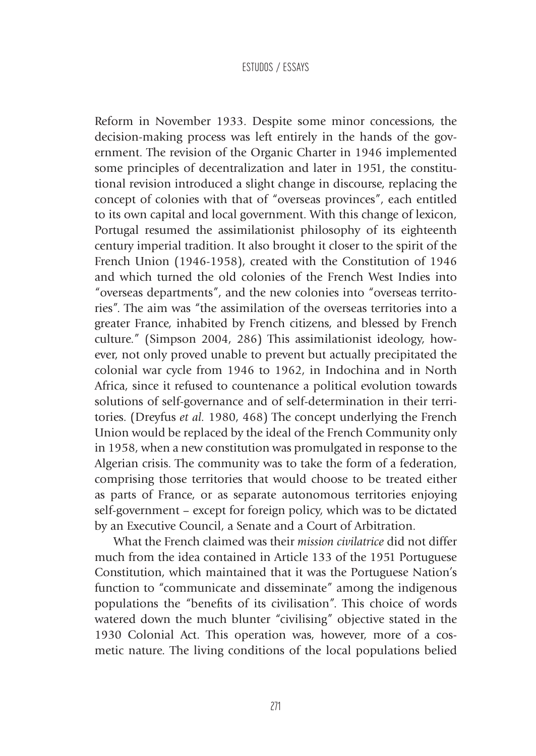Reform in November 1933. Despite some minor concessions, the decision-making process was left entirely in the hands of the government. The revision of the Organic Charter in 1946 implemented some principles of decentralization and later in 1951, the constitutional revision introduced a slight change in discourse, replacing the concept of colonies with that of "overseas provinces", each entitled to its own capital and local government. With this change of lexicon, Portugal resumed the assimilationist philosophy of its eighteenth century imperial tradition. It also brought it closer to the spirit of the French Union (1946-1958), created with the Constitution of 1946 and which turned the old colonies of the French West Indies into "overseas departments", and the new colonies into "overseas territories". The aim was "the assimilation of the overseas territories into a greater France, inhabited by French citizens, and blessed by French culture." (Simpson 2004, 286) This assimilationist ideology, however, not only proved unable to prevent but actually precipitated the colonial war cycle from 1946 to 1962, in Indochina and in North Africa, since it refused to countenance a political evolution towards solutions of self-governance and of self-determination in their territories. (Dreyfus *et al.* 1980, 468) The concept underlying the French Union would be replaced by the ideal of the French Community only in 1958, when a new constitution was promulgated in response to the Algerian crisis. The community was to take the form of a federation, comprising those territories that would choose to be treated either as parts of France, or as separate autonomous territories enjoying self-government – except for foreign policy, which was to be dictated by an Executive Council, a Senate and a Court of Arbitration.

What the French claimed was their *mission civilatrice* did not differ much from the idea contained in Article 133 of the 1951 Portuguese Constitution, which maintained that it was the Portuguese Nation's function to "communicate and disseminate" among the indigenous populations the "benefits of its civilisation". This choice of words watered down the much blunter "civilising" objective stated in the 1930 Colonial Act. This operation was, however, more of a cosmetic nature. The living conditions of the local populations belied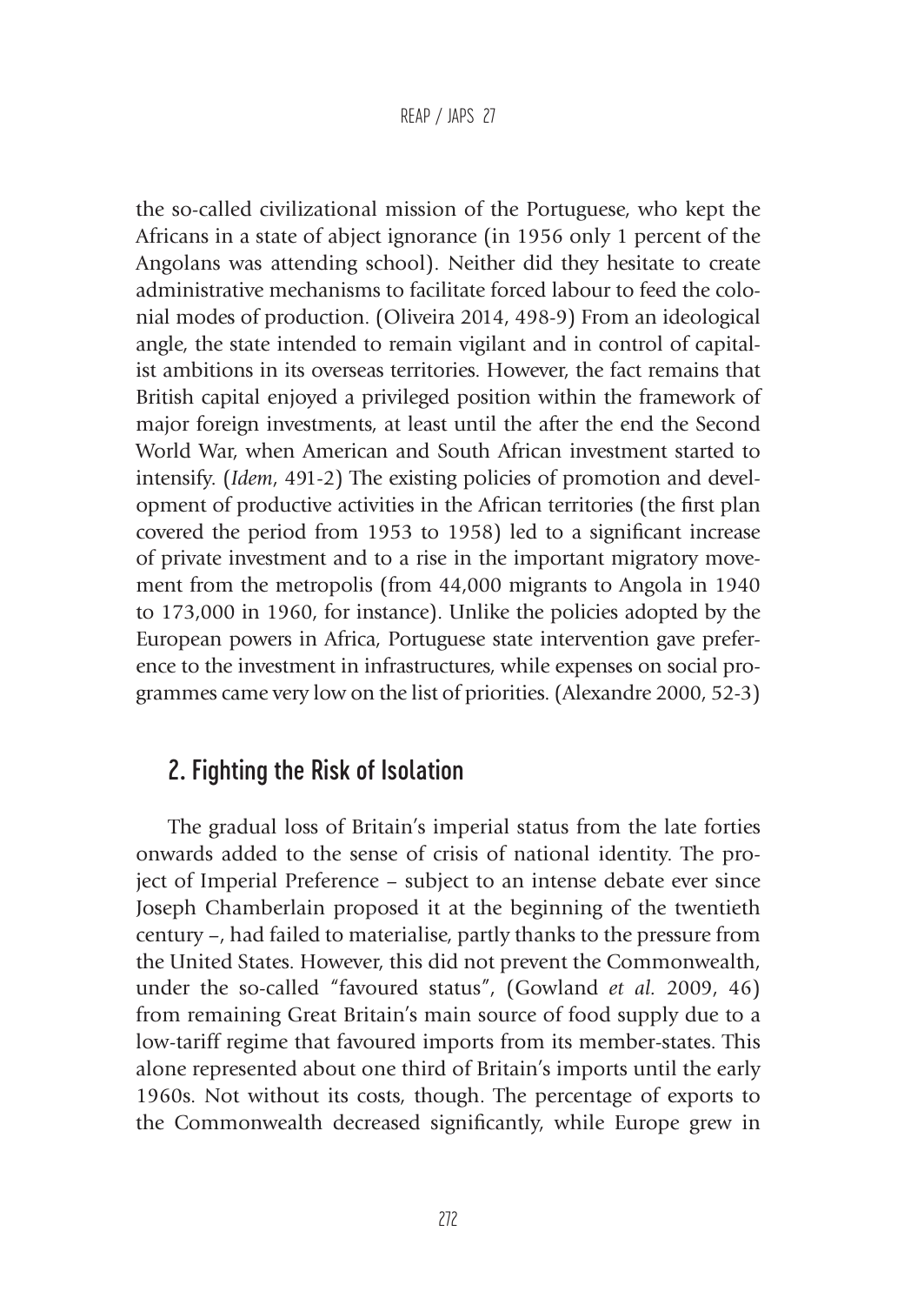the so-called civilizational mission of the Portuguese, who kept the Africans in a state of abject ignorance (in 1956 only 1 percent of the Angolans was attending school). Neither did they hesitate to create administrative mechanisms to facilitate forced labour to feed the colonial modes of production. (Oliveira 2014, 498-9) From an ideological angle, the state intended to remain vigilant and in control of capitalist ambitions in its overseas territories. However, the fact remains that British capital enjoyed a privileged position within the framework of major foreign investments, at least until the after the end the Second World War, when American and South African investment started to intensify. (*Idem*, 491-2) The existing policies of promotion and development of productive activities in the African territories (the first plan covered the period from 1953 to 1958) led to a significant increase of private investment and to a rise in the important migratory movement from the metropolis (from 44,000 migrants to Angola in 1940 to 173,000 in 1960, for instance). Unlike the policies adopted by the European powers in Africa, Portuguese state intervention gave preference to the investment in infrastructures, while expenses on social programmes came very low on the list of priorities. (Alexandre 2000, 52-3)

## 2. Fighting the Risk of Isolation

The gradual loss of Britain's imperial status from the late forties onwards added to the sense of crisis of national identity. The project of Imperial Preference – subject to an intense debate ever since Joseph Chamberlain proposed it at the beginning of the twentieth century –, had failed to materialise, partly thanks to the pressure from the United States. However, this did not prevent the Commonwealth, under the so-called "favoured status", (Gowland *et al.* 2009, 46) from remaining Great Britain's main source of food supply due to a low-tariff regime that favoured imports from its member-states. This alone represented about one third of Britain's imports until the early 1960s. Not without its costs, though. The percentage of exports to the Commonwealth decreased significantly, while Europe grew in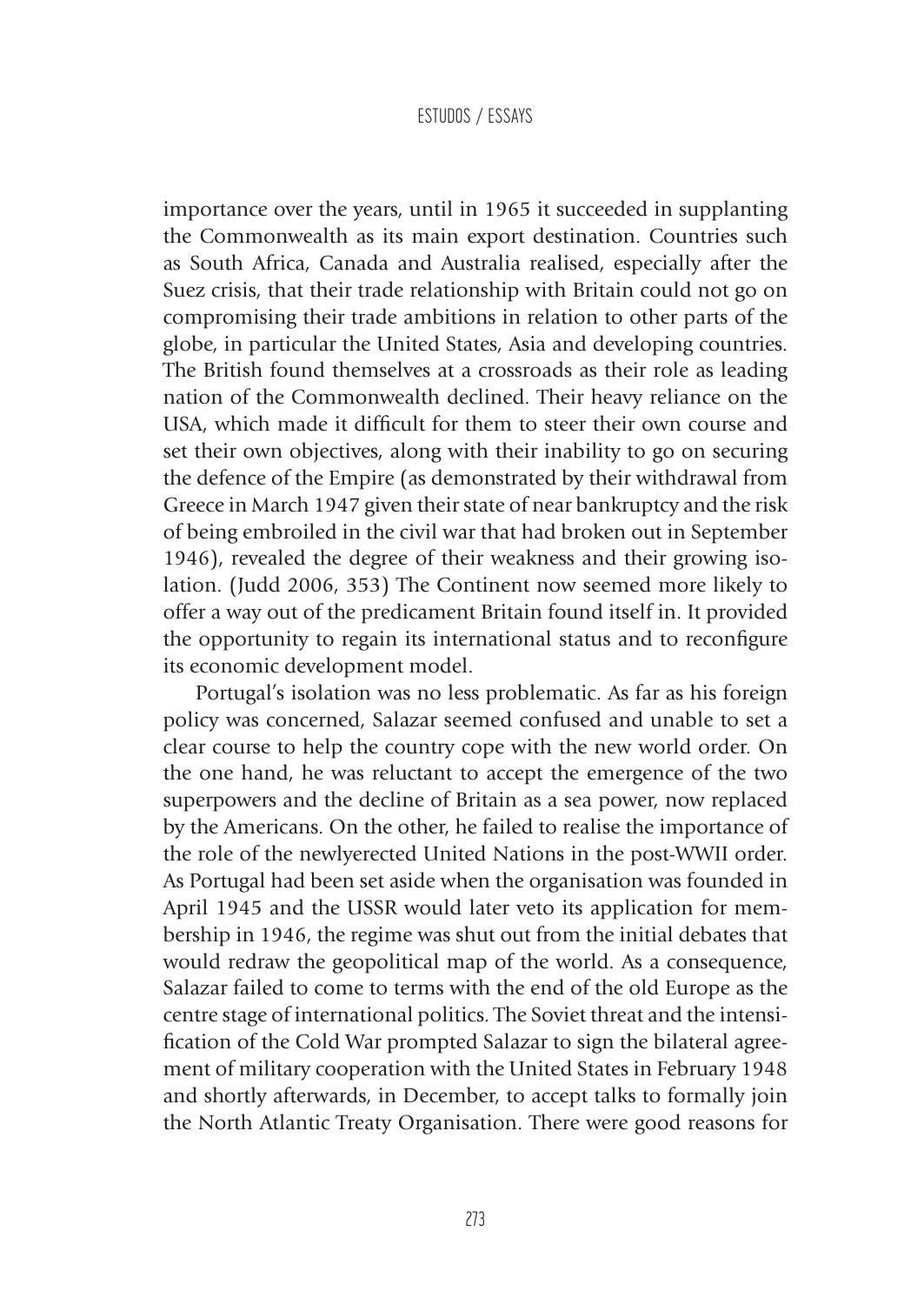importance over the years, until in 1965 it succeeded in supplanting the Commonwealth as its main export destination. Countries such as South Africa, Canada and Australia realised, especially after the Suez crisis, that their trade relationship with Britain could not go on compromising their trade ambitions in relation to other parts of the globe, in particular the United States, Asia and developing countries. The British found themselves at a crossroads as their role as leading nation of the Commonwealth declined. Their heavy reliance on the USA, which made it difficult for them to steer their own course and set their own objectives, along with their inability to go on securing the defence of the Empire (as demonstrated by their withdrawal from Greece in March 1947 given their state of near bankruptcy and the risk of being embroiled in the civil war that had broken out in September 1946), revealed the degree of their weakness and their growing isolation. (Judd 2006, 353) The Continent now seemed more likely to offer a way out of the predicament Britain found itself in. It provided the opportunity to regain its international status and to reconfigure its economic development model.

Portugal's isolation was no less problematic. As far as his foreign policy was concerned, Salazar seemed confused and unable to set a clear course to help the country cope with the new world order. On the one hand, he was reluctant to accept the emergence of the two superpowers and the decline of Britain as a sea power, now replaced by the Americans. On the other, he failed to realise the importance of the role of the newlyerected United Nations in the post-WWII order. As Portugal had been set aside when the organisation was founded in April 1945 and the USSR would later veto its application for membership in 1946, the regime was shut out from the initial debates that would redraw the geopolitical map of the world. As a consequence, Salazar failed to come to terms with the end of the old Europe as the centre stage of international politics. The Soviet threat and the intensification of the Cold War prompted Salazar to sign the bilateral agreement of military cooperation with the United States in February 1948 and shortly afterwards, in December, to accept talks to formally join the North Atlantic Treaty Organisation. There were good reasons for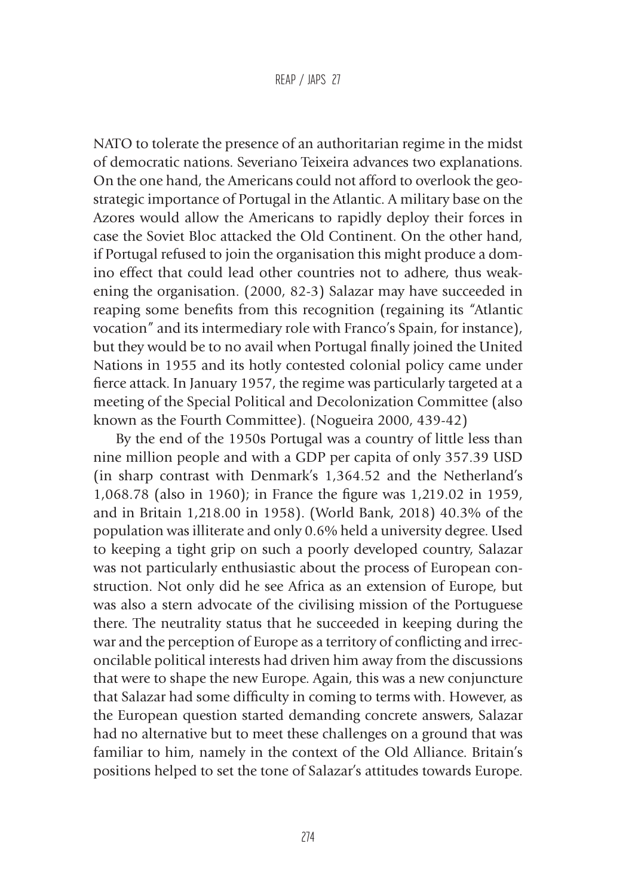NATO to tolerate the presence of an authoritarian regime in the midst of democratic nations. Severiano Teixeira advances two explanations. On the one hand, the Americans could not afford to overlook the geostrategic importance of Portugal in the Atlantic. A military base on the Azores would allow the Americans to rapidly deploy their forces in case the Soviet Bloc attacked the Old Continent. On the other hand, if Portugal refused to join the organisation this might produce a domino effect that could lead other countries not to adhere, thus weakening the organisation. (2000, 82-3) Salazar may have succeeded in reaping some benefits from this recognition (regaining its "Atlantic vocation" and its intermediary role with Franco's Spain, for instance), but they would be to no avail when Portugal finally joined the United Nations in 1955 and its hotly contested colonial policy came under fierce attack. In January 1957, the regime was particularly targeted at a meeting of the Special Political and Decolonization Committee (also known as the Fourth Committee). (Nogueira 2000, 439-42)

By the end of the 1950s Portugal was a country of little less than nine million people and with a GDP per capita of only 357.39 USD (in sharp contrast with Denmark's 1,364.52 and the Netherland's 1,068.78 (also in 1960); in France the figure was 1,219.02 in 1959, and in Britain 1,218.00 in 1958). (World Bank, 2018) 40.3% of the population was illiterate and only 0.6% held a university degree. Used to keeping a tight grip on such a poorly developed country, Salazar was not particularly enthusiastic about the process of European construction. Not only did he see Africa as an extension of Europe, but was also a stern advocate of the civilising mission of the Portuguese there. The neutrality status that he succeeded in keeping during the war and the perception of Europe as a territory of conflicting and irreconcilable political interests had driven him away from the discussions that were to shape the new Europe. Again, this was a new conjuncture that Salazar had some difficulty in coming to terms with. However, as the European question started demanding concrete answers, Salazar had no alternative but to meet these challenges on a ground that was familiar to him, namely in the context of the Old Alliance. Britain's positions helped to set the tone of Salazar's attitudes towards Europe.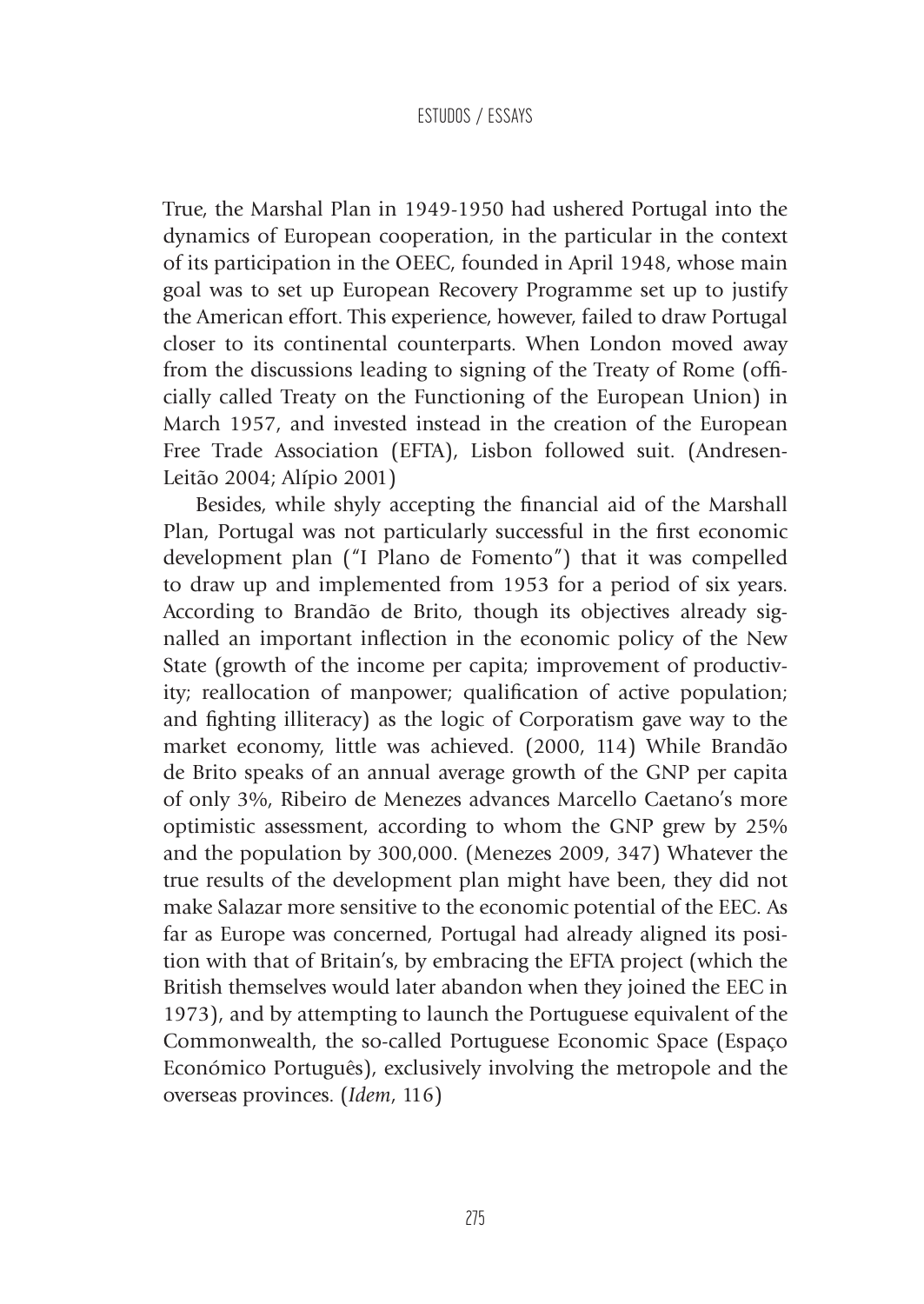True, the Marshal Plan in 1949-1950 had ushered Portugal into the dynamics of European cooperation, in the particular in the context of its participation in the OEEC, founded in April 1948, whose main goal was to set up European Recovery Programme set up to justify the American effort. This experience, however, failed to draw Portugal closer to its continental counterparts. When London moved away from the discussions leading to signing of the Treaty of Rome (officially called Treaty on the Functioning of the European Union) in March 1957, and invested instead in the creation of the European Free Trade Association (EFTA), Lisbon followed suit. (Andresen-Leitão 2004; Alípio 2001)

Besides, while shyly accepting the financial aid of the Marshall Plan, Portugal was not particularly successful in the first economic development plan ("I Plano de Fomento") that it was compelled to draw up and implemented from 1953 for a period of six years. According to Brandão de Brito, though its objectives already signalled an important inflection in the economic policy of the New State (growth of the income per capita; improvement of productivity; reallocation of manpower; qualification of active population; and fighting illiteracy) as the logic of Corporatism gave way to the market economy, little was achieved. (2000, 114) While Brandão de Brito speaks of an annual average growth of the GNP per capita of only 3%, Ribeiro de Menezes advances Marcello Caetano's more optimistic assessment, according to whom the GNP grew by 25% and the population by 300,000. (Menezes 2009, 347) Whatever the true results of the development plan might have been, they did not make Salazar more sensitive to the economic potential of the EEC. As far as Europe was concerned, Portugal had already aligned its position with that of Britain's, by embracing the EFTA project (which the British themselves would later abandon when they joined the EEC in 1973), and by attempting to launch the Portuguese equivalent of the Commonwealth, the so-called Portuguese Economic Space (Espaço Económico Português), exclusively involving the metropole and the overseas provinces. (*Idem*, 116)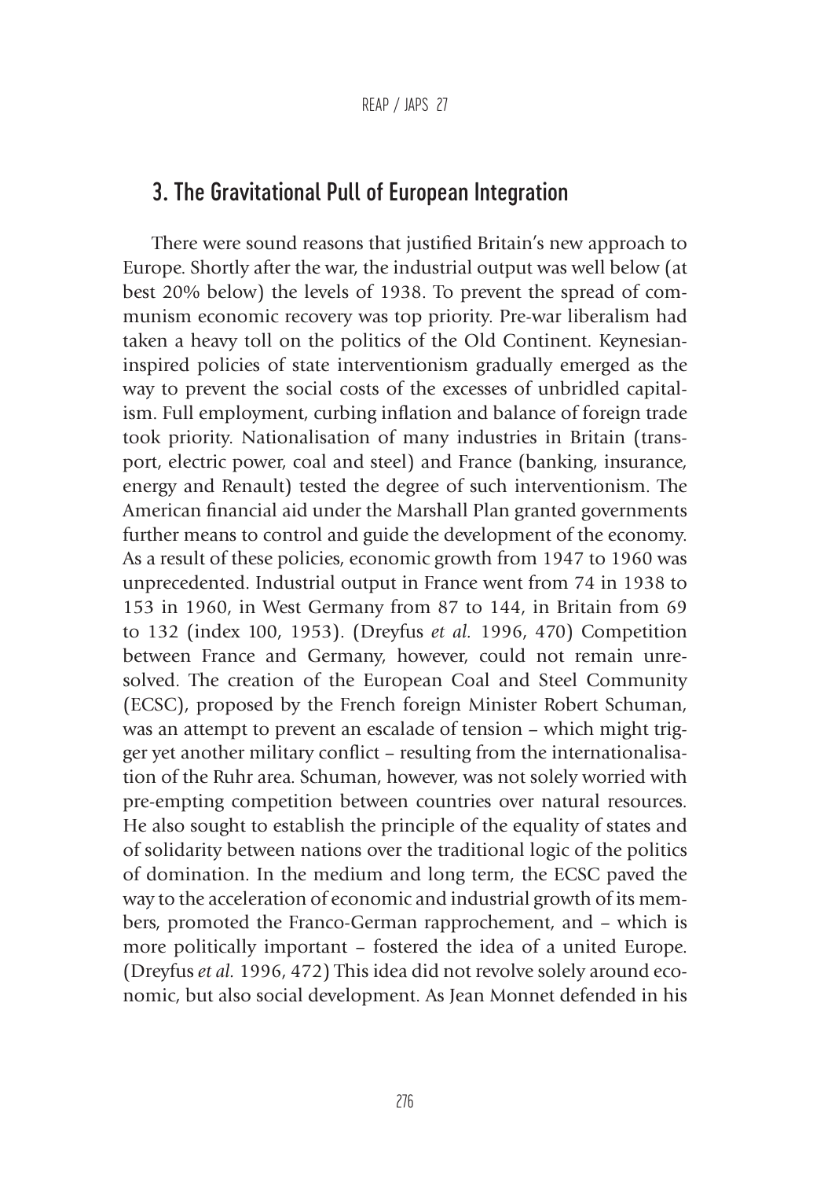## 3. The Gravitational Pull of European Integration

There were sound reasons that justified Britain's new approach to Europe. Shortly after the war, the industrial output was well below (at best 20% below) the levels of 1938. To prevent the spread of communism economic recovery was top priority. Pre-war liberalism had taken a heavy toll on the politics of the Old Continent. Keynesian-inspired policies of state interventionism gradually emerged as the way to prevent the social costs of the excesses of unbridled capitalism. Full employment, curbing inflation and balance of foreign trade took priority. Nationalisation of many industries in Britain (transport, electric power, coal and steel) and France (banking, insurance, energy and Renault) tested the degree of such interventionism. The American financial aid under the Marshall Plan granted governments further means to control and guide the development of the economy. As a result of these policies, economic growth from 1947 to 1960 was unprecedented. Industrial output in France went from 74 in 1938 to 153 in 1960, in West Germany from 87 to 144, in Britain from 69 to 132 (index 100, 1953). (Dreyfus *et al.* 1996, 470) Competition between France and Germany, however, could not remain unresolved. The creation of the European Coal and Steel Community (ECSC), proposed by the French foreign Minister Robert Schuman, was an attempt to prevent an escalade of tension – which might trigger yet another military conflict – resulting from the internationalisation of the Ruhr area. Schuman, however, was not solely worried with pre-empting competition between countries over natural resources. He also sought to establish the principle of the equality of states and of solidarity between nations over the traditional logic of the politics of domination. In the medium and long term, the ECSC paved the way to the acceleration of economic and industrial growth of its members, promoted the Franco-German rapprochement, and – which is more politically important – fostered the idea of a united Europe. (Dreyfus *et al.* 1996, 472) This idea did not revolve solely around economic, but also social development. As Jean Monnet defended in his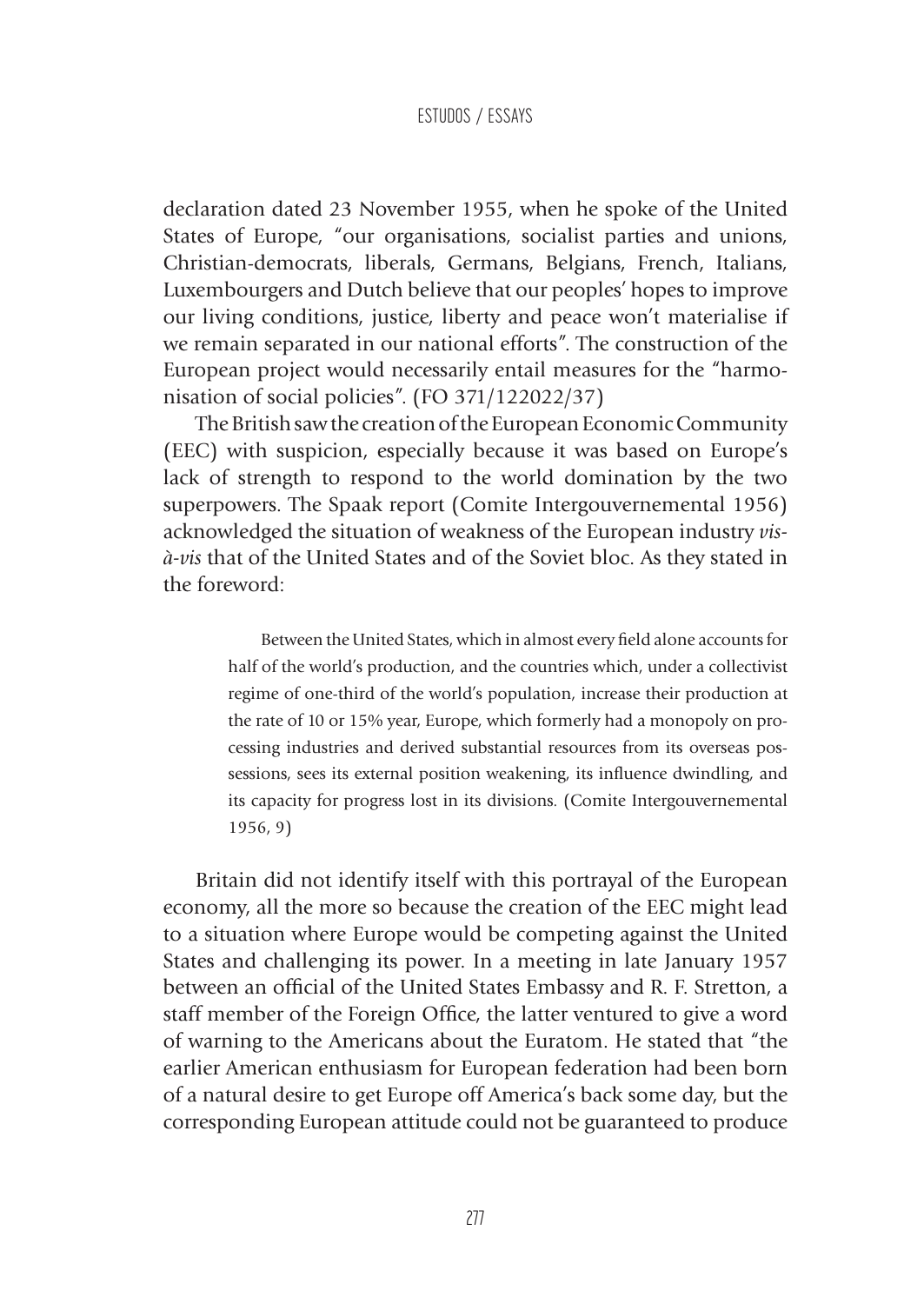declaration dated 23 November 1955, when he spoke of the United States of Europe, "our organisations, socialist parties and unions, Christian-democrats, liberals, Germans, Belgians, French, Italians, Luxembourgers and Dutch believe that our peoples' hopes to improve our living conditions, justice, liberty and peace won't materialise if we remain separated in our national efforts". The construction of the European project would necessarily entail measures for the "harmonisation of social policies". (FO 371/122022/37)

The British saw the creation of the European Economic Community (EEC) with suspicion, especially because it was based on Europe's lack of strength to respond to the world domination by the two superpowers. The Spaak report (Comite Intergouvernemental 1956) acknowledged the situation of weakness of the European industry *vis-à-vis* that of the United States and of the Soviet bloc. As they stated in the foreword:

> Between the United States, which in almost every field alone accounts for half of the world's production, and the countries which, under a collectivist regime of one-third of the world's population, increase their production at the rate of 10 or 15% year, Europe, which formerly had a monopoly on processing industries and derived substantial resources from its overseas possessions, sees its external position weakening, its influence dwindling, and its capacity for progress lost in its divisions. (Comite Intergouvernemental 1956, 9)

Britain did not identify itself with this portrayal of the European economy, all the more so because the creation of the EEC might lead to a situation where Europe would be competing against the United States and challenging its power. In a meeting in late January 1957 between an official of the United States Embassy and R. F. Stretton, a staff member of the Foreign Office, the latter ventured to give a word of warning to the Americans about the Euratom. He stated that "the earlier American enthusiasm for European federation had been born of a natural desire to get Europe off America's back some day, but the corresponding European attitude could not be guaranteed to produce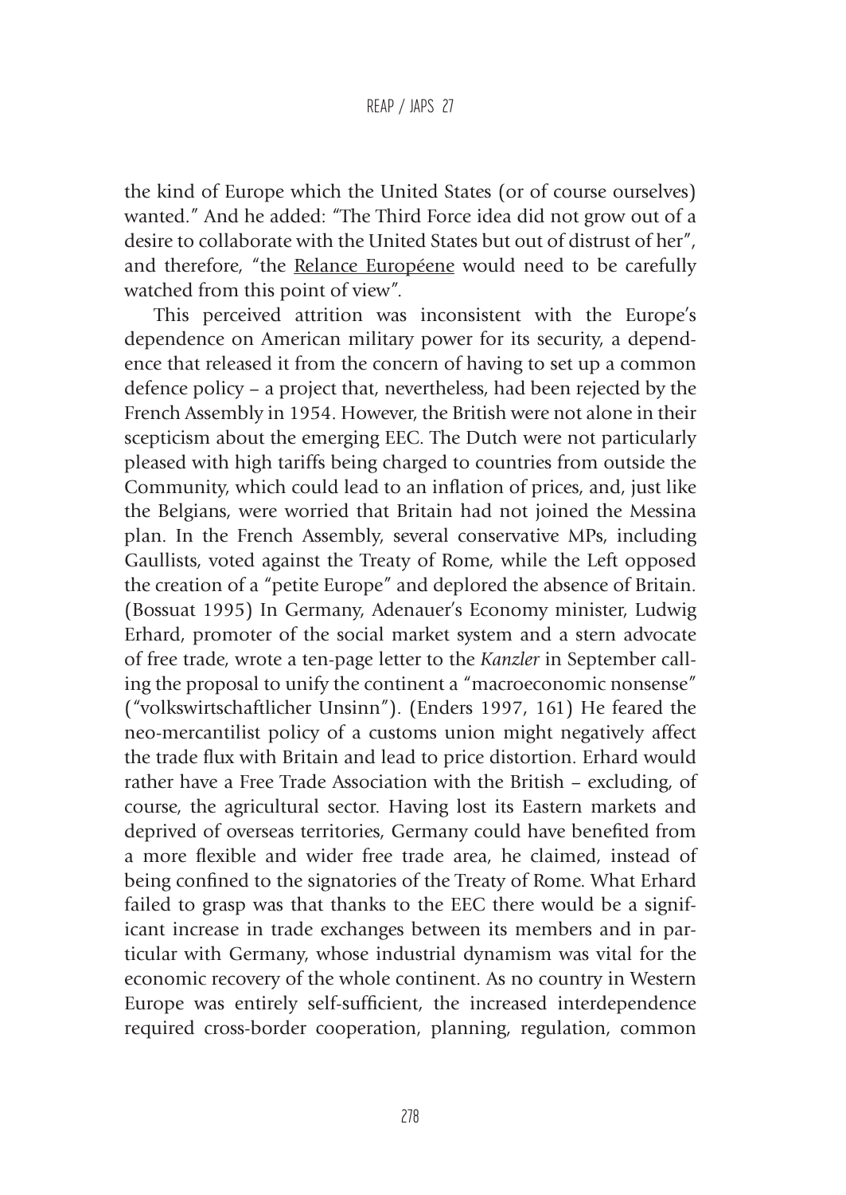the kind of Europe which the United States (or of course ourselves) wanted." And he added: "The Third Force idea did not grow out of a desire to collaborate with the United States but out of distrust of her", and therefore, "the Relance Européene would need to be carefully watched from this point of view".

This perceived attrition was inconsistent with the Europe's dependence on American military power for its security, a dependence that released it from the concern of having to set up a common defence policy – a project that, nevertheless, had been rejected by the French Assembly in 1954. However, the British were not alone in their scepticism about the emerging EEC. The Dutch were not particularly pleased with high tariffs being charged to countries from outside the Community, which could lead to an inflation of prices, and, just like the Belgians, were worried that Britain had not joined the Messina plan. In the French Assembly, several conservative MPs, including Gaullists, voted against the Treaty of Rome, while the Left opposed the creation of a "petite Europe" and deplored the absence of Britain. (Bossuat 1995) In Germany, Adenauer's Economy minister, Ludwig Erhard, promoter of the social market system and a stern advocate of free trade, wrote a ten-page letter to the *Kanzler* in September calling the proposal to unify the continent a "macroeconomic nonsense" ("volkswirtschaftlicher Unsinn"). (Enders 1997, 161) He feared the neo-mercantilist policy of a customs union might negatively affect the trade flux with Britain and lead to price distortion. Erhard would rather have a Free Trade Association with the British – excluding, of course, the agricultural sector. Having lost its Eastern markets and deprived of overseas territories, Germany could have benefited from a more flexible and wider free trade area, he claimed, instead of being confined to the signatories of the Treaty of Rome. What Erhard failed to grasp was that thanks to the EEC there would be a significant increase in trade exchanges between its members and in particular with Germany, whose industrial dynamism was vital for the economic recovery of the whole continent. As no country in Western Europe was entirely self-sufficient, the increased interdependence required cross-border cooperation, planning, regulation, common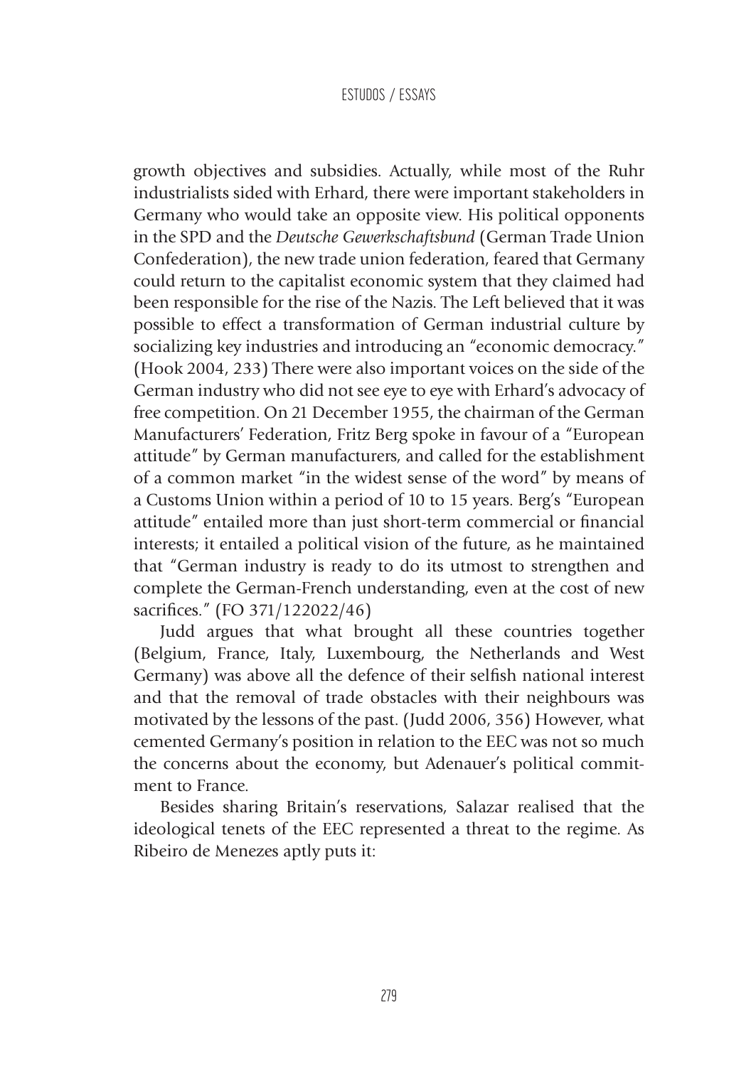growth objectives and subsidies. Actually, while most of the Ruhr industrialists sided with Erhard, there were important stakeholders in Germany who would take an opposite view. His political opponents in the SPD and the *Deutsche Gewerkschaftsbund* (German Trade Union Confederation), the new trade union federation, feared that Germany could return to the capitalist economic system that they claimed had been responsible for the rise of the Nazis. The Left believed that it was possible to effect a transformation of German industrial culture by socializing key industries and introducing an "economic democracy." (Hook 2004, 233) There were also important voices on the side of the German industry who did not see eye to eye with Erhard's advocacy of free competition. On 21 December 1955, the chairman of the German Manufacturers' Federation, Fritz Berg spoke in favour of a "European attitude" by German manufacturers, and called for the establishment of a common market "in the widest sense of the word" by means of a Customs Union within a period of 10 to 15 years. Berg's "European attitude" entailed more than just short-term commercial or financial interests; it entailed a political vision of the future, as he maintained that "German industry is ready to do its utmost to strengthen and complete the German-French understanding, even at the cost of new sacrifices." (FO 371/122022/46)

Judd argues that what brought all these countries together (Belgium, France, Italy, Luxembourg, the Netherlands and West Germany) was above all the defence of their selfish national interest and that the removal of trade obstacles with their neighbours was motivated by the lessons of the past. (Judd 2006, 356) However, what cemented Germany's position in relation to the EEC was not so much the concerns about the economy, but Adenauer's political commitment to France.

Besides sharing Britain's reservations, Salazar realised that the ideological tenets of the EEC represented a threat to the regime. As Ribeiro de Menezes aptly puts it: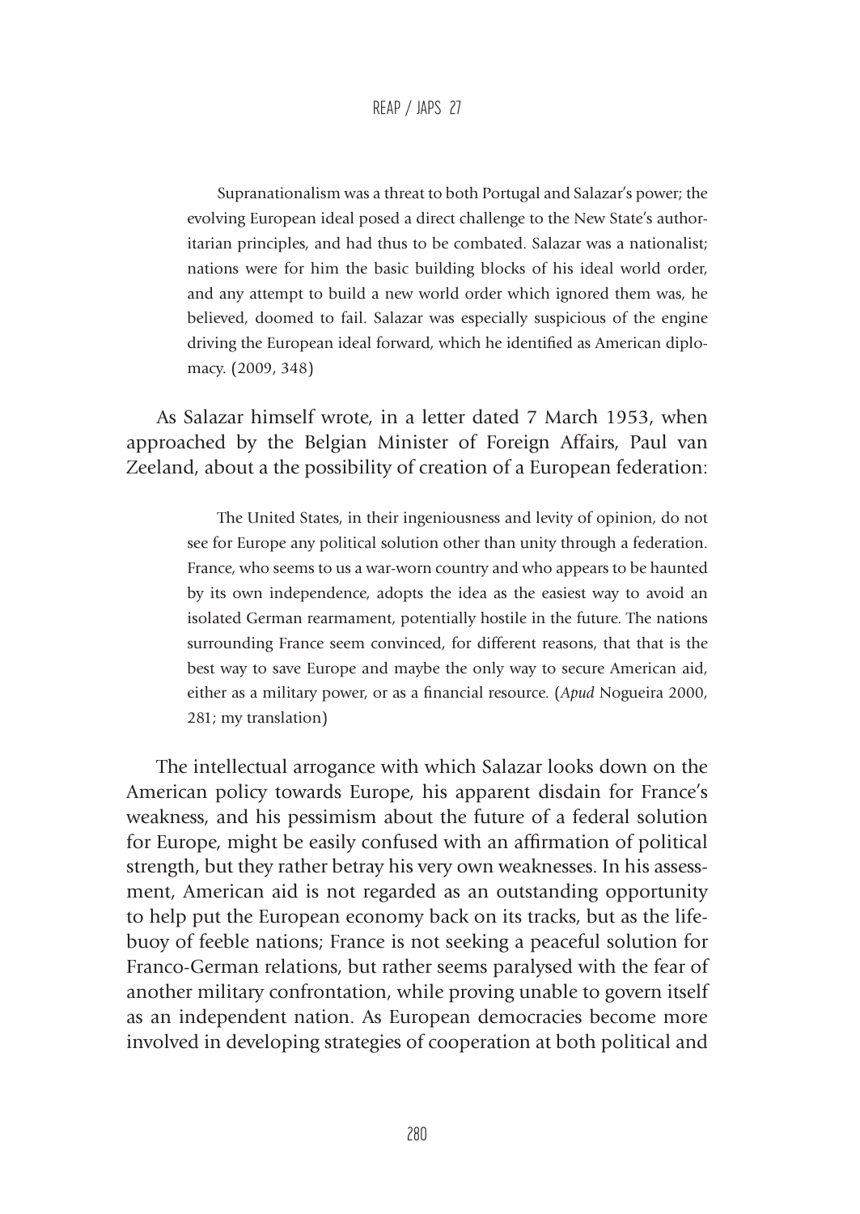> Supranationalism was a threat to both Portugal and Salazar's power; the evolving European ideal posed a direct challenge to the New State's authoritarian principles, and had thus to be combated. Salazar was a nationalist; nations were for him the basic building blocks of his ideal world order, and any attempt to build a new world order which ignored them was, he believed, doomed to fail. Salazar was especially suspicious of the engine driving the European ideal forward, which he identified as American diplomacy. (2009, 348)

As Salazar himself wrote, in a letter dated 7 March 1953, when approached by the Belgian Minister of Foreign Affairs, Paul van Zeeland, about a the possibility of creation of a European federation:

> The United States, in their ingeniousness and levity of opinion, do not see for Europe any political solution other than unity through a federation. France, who seems to us a war-worn country and who appears to be haunted by its own independence, adopts the idea as the easiest way to avoid an isolated German rearmament, potentially hostile in the future. The nations surrounding France seem convinced, for different reasons, that that is the best way to save Europe and maybe the only way to secure American aid, either as a military power, or as a financial resource. (*Apud* Nogueira 2000, 281; my translation)

The intellectual arrogance with which Salazar looks down on the American policy towards Europe, his apparent disdain for France's weakness, and his pessimism about the future of a federal solution for Europe, might be easily confused with an affirmation of political strength, but they rather betray his very own weaknesses. In his assessment, American aid is not regarded as an outstanding opportunity to help put the European economy back on its tracks, but as the lifebuoy of feeble nations; France is not seeking a peaceful solution for Franco-German relations, but rather seems paralysed with the fear of another military confrontation, while proving unable to govern itself as an independent nation. As European democracies become more involved in developing strategies of cooperation at both political and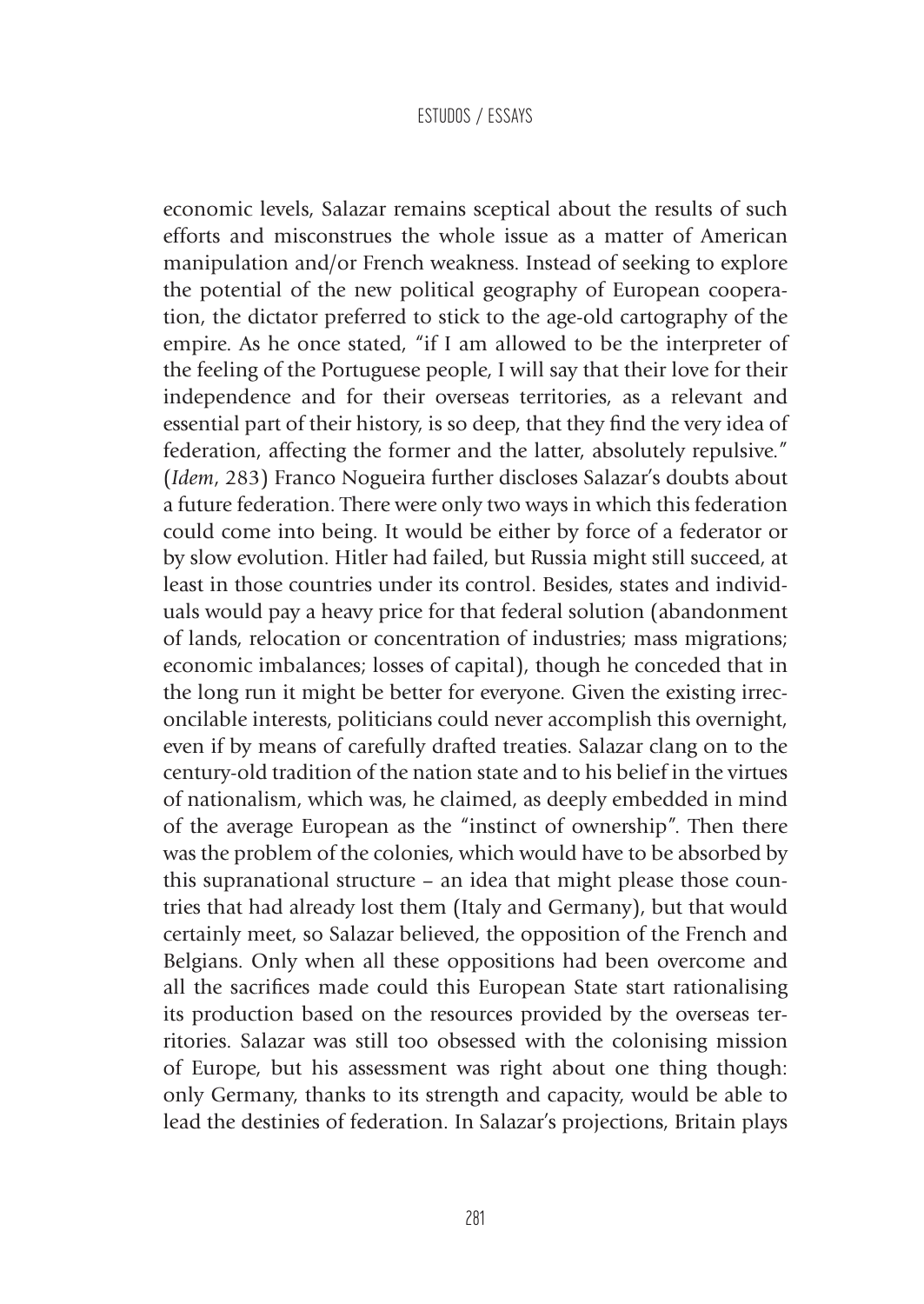economic levels, Salazar remains sceptical about the results of such efforts and misconstrues the whole issue as a matter of American manipulation and/or French weakness. Instead of seeking to explore the potential of the new political geography of European cooperation, the dictator preferred to stick to the age-old cartography of the empire. As he once stated, "if I am allowed to be the interpreter of the feeling of the Portuguese people, I will say that their love for their independence and for their overseas territories, as a relevant and essential part of their history, is so deep, that they find the very idea of federation, affecting the former and the latter, absolutely repulsive." (*Idem*, 283) Franco Nogueira further discloses Salazar's doubts about a future federation. There were only two ways in which this federation could come into being. It would be either by force of a federator or by slow evolution. Hitler had failed, but Russia might still succeed, at least in those countries under its control. Besides, states and individuals would pay a heavy price for that federal solution (abandonment of lands, relocation or concentration of industries; mass migrations; economic imbalances; losses of capital), though he conceded that in the long run it might be better for everyone. Given the existing irreconcilable interests, politicians could never accomplish this overnight, even if by means of carefully drafted treaties. Salazar clang on to the century-old tradition of the nation state and to his belief in the virtues of nationalism, which was, he claimed, as deeply embedded in mind of the average European as the "instinct of ownership". Then there was the problem of the colonies, which would have to be absorbed by this supranational structure – an idea that might please those countries that had already lost them (Italy and Germany), but that would certainly meet, so Salazar believed, the opposition of the French and Belgians. Only when all these oppositions had been overcome and all the sacrifices made could this European State start rationalising its production based on the resources provided by the overseas territories. Salazar was still too obsessed with the colonising mission of Europe, but his assessment was right about one thing though: only Germany, thanks to its strength and capacity, would be able to lead the destinies of federation. In Salazar's projections, Britain plays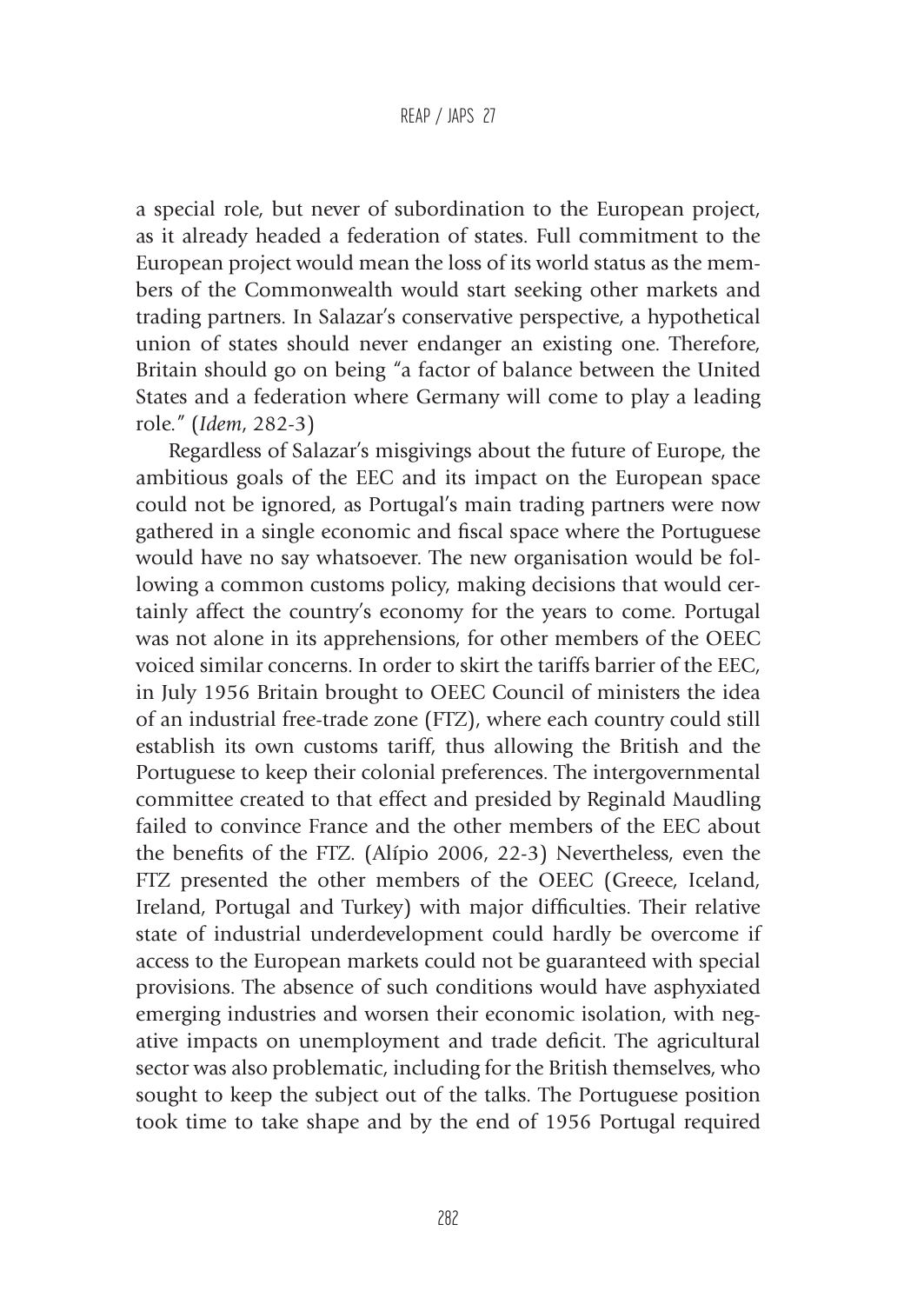a special role, but never of subordination to the European project, as it already headed a federation of states. Full commitment to the European project would mean the loss of its world status as the members of the Commonwealth would start seeking other markets and trading partners. In Salazar's conservative perspective, a hypothetical union of states should never endanger an existing one. Therefore, Britain should go on being "a factor of balance between the United States and a federation where Germany will come to play a leading role." (*Idem*, 282-3)

Regardless of Salazar's misgivings about the future of Europe, the ambitious goals of the EEC and its impact on the European space could not be ignored, as Portugal's main trading partners were now gathered in a single economic and fiscal space where the Portuguese would have no say whatsoever. The new organisation would be following a common customs policy, making decisions that would certainly affect the country's economy for the years to come. Portugal was not alone in its apprehensions, for other members of the OEEC voiced similar concerns. In order to skirt the tariffs barrier of the EEC, in July 1956 Britain brought to OEEC Council of ministers the idea of an industrial free-trade zone (FTZ), where each country could still establish its own customs tariff, thus allowing the British and the Portuguese to keep their colonial preferences. The intergovernmental committee created to that effect and presided by Reginald Maudling failed to convince France and the other members of the EEC about the benefits of the FTZ. (Alípio 2006, 22-3) Nevertheless, even the FTZ presented the other members of the OEEC (Greece, Iceland, Ireland, Portugal and Turkey) with major difficulties. Their relative state of industrial underdevelopment could hardly be overcome if access to the European markets could not be guaranteed with special provisions. The absence of such conditions would have asphyxiated emerging industries and worsen their economic isolation, with negative impacts on unemployment and trade deficit. The agricultural sector was also problematic, including for the British themselves, who sought to keep the subject out of the talks. The Portuguese position took time to take shape and by the end of 1956 Portugal required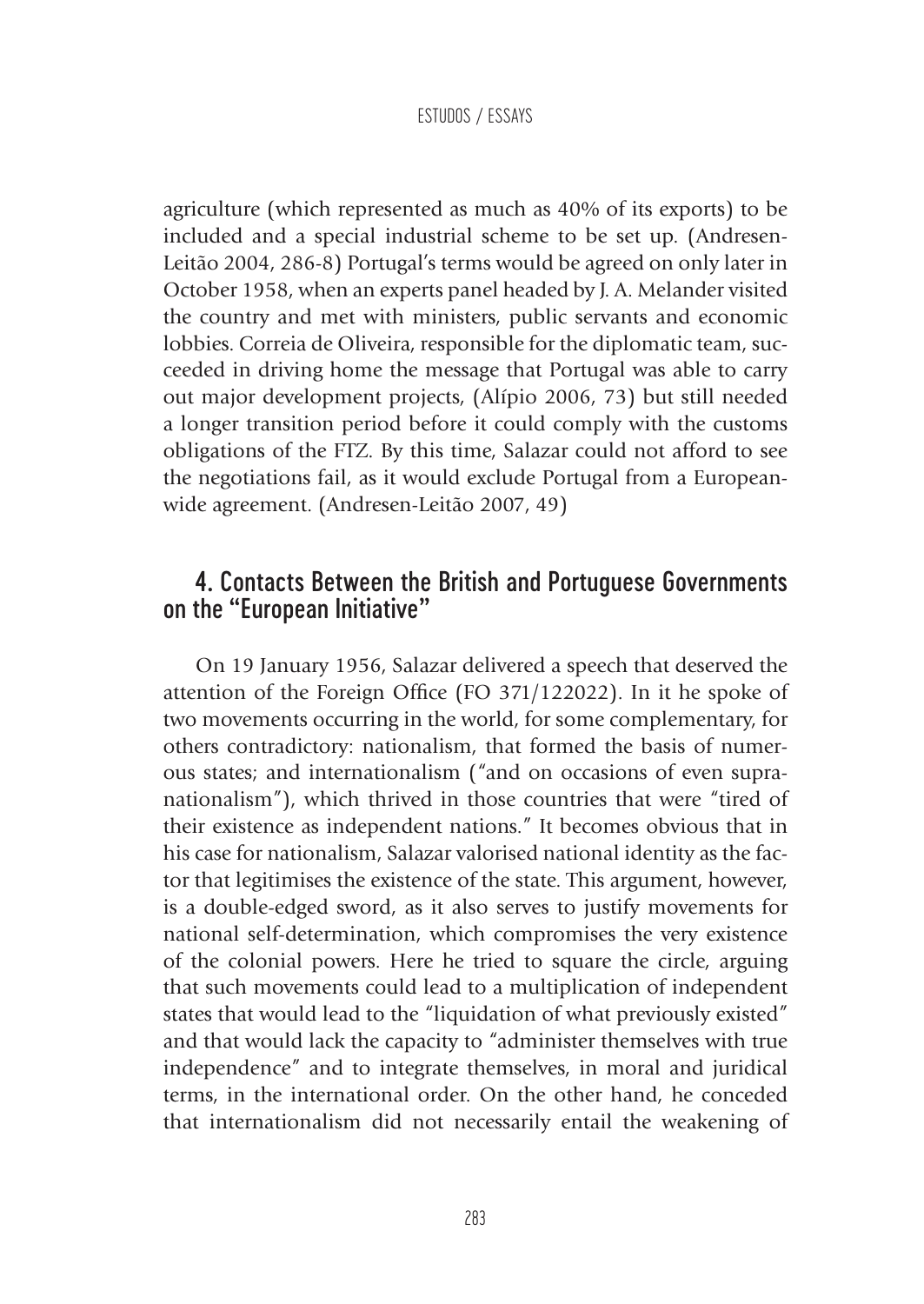agriculture (which represented as much as 40% of its exports) to be included and a special industrial scheme to be set up. (Andresen-Leitão 2004, 286-8) Portugal's terms would be agreed on only later in October 1958, when an experts panel headed by J. A. Melander visited the country and met with ministers, public servants and economic lobbies. Correia de Oliveira, responsible for the diplomatic team, succeeded in driving home the message that Portugal was able to carry out major development projects, (Alípio 2006, 73) but still needed a longer transition period before it could comply with the customs obligations of the FTZ. By this time, Salazar could not afford to see the negotiations fail, as it would exclude Portugal from a European-wide agreement. (Andresen-Leitão 2007, 49)

## 4. Contacts Between the British and Portuguese Governments on the "European Initiative"

On 19 January 1956, Salazar delivered a speech that deserved the attention of the Foreign Office (FO 371/122022). In it he spoke of two movements occurring in the world, for some complementary, for others contradictory: nationalism, that formed the basis of numerous states; and internationalism ("and on occasions of even supranationalism"), which thrived in those countries that were "tired of their existence as independent nations." It becomes obvious that in his case for nationalism, Salazar valorised national identity as the factor that legitimises the existence of the state. This argument, however, is a double-edged sword, as it also serves to justify movements for national self-determination, which compromises the very existence of the colonial powers. Here he tried to square the circle, arguing that such movements could lead to a multiplication of independent states that would lead to the "liquidation of what previously existed" and that would lack the capacity to "administer themselves with true independence" and to integrate themselves, in moral and juridical terms, in the international order. On the other hand, he conceded that internationalism did not necessarily entail the weakening of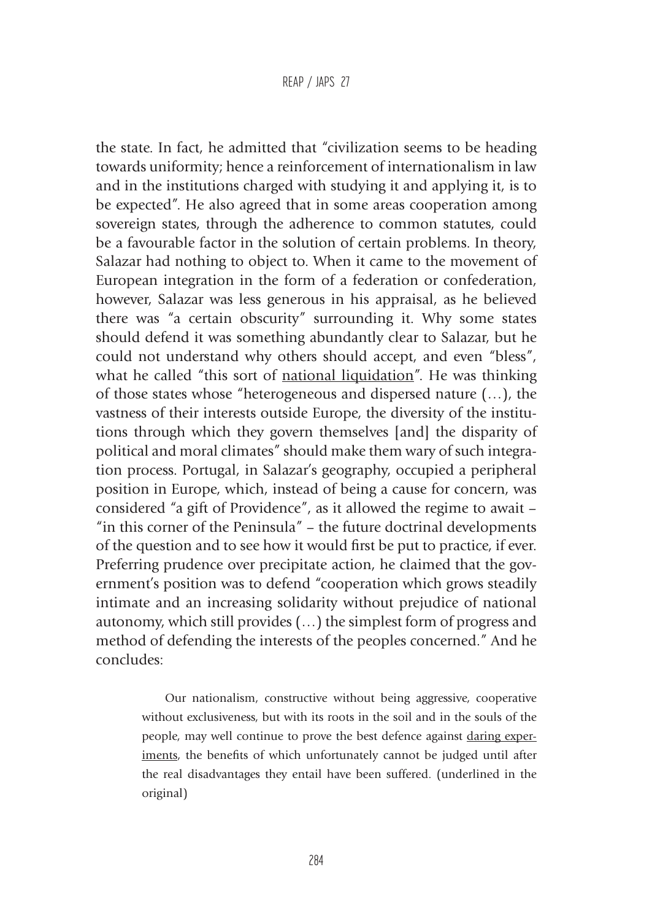the state. In fact, he admitted that "civilization seems to be heading towards uniformity; hence a reinforcement of internationalism in law and in the institutions charged with studying it and applying it, is to be expected". He also agreed that in some areas cooperation among sovereign states, through the adherence to common statutes, could be a favourable factor in the solution of certain problems. In theory, Salazar had nothing to object to. When it came to the movement of European integration in the form of a federation or confederation, however, Salazar was less generous in his appraisal, as he believed there was "a certain obscurity" surrounding it. Why some states should defend it was something abundantly clear to Salazar, but he could not understand why others should accept, and even "bless", what he called "this sort of <u>national liquidation</u>". He was thinking of those states whose "heterogeneous and dispersed nature (…), the vastness of their interests outside Europe, the diversity of the institutions through which they govern themselves [and] the disparity of political and moral climates" should make them wary of such integration process. Portugal, in Salazar's geography, occupied a peripheral position in Europe, which, instead of being a cause for concern, was considered "a gift of Providence", as it allowed the regime to await – "in this corner of the Peninsula" – the future doctrinal developments of the question and to see how it would first be put to practice, if ever. Preferring prudence over precipitate action, he claimed that the government's position was to defend "cooperation which grows steadily intimate and an increasing solidarity without prejudice of national autonomy, which still provides (…) the simplest form of progress and method of defending the interests of the peoples concerned." And he concludes:

> Our nationalism, constructive without being aggressive, cooperative without exclusiveness, but with its roots in the soil and in the souls of the people, may well continue to prove the best defence against <u>daring experiments</u>, the benefits of which unfortunately cannot be judged until after the real disadvantages they entail have been suffered. (underlined in the original)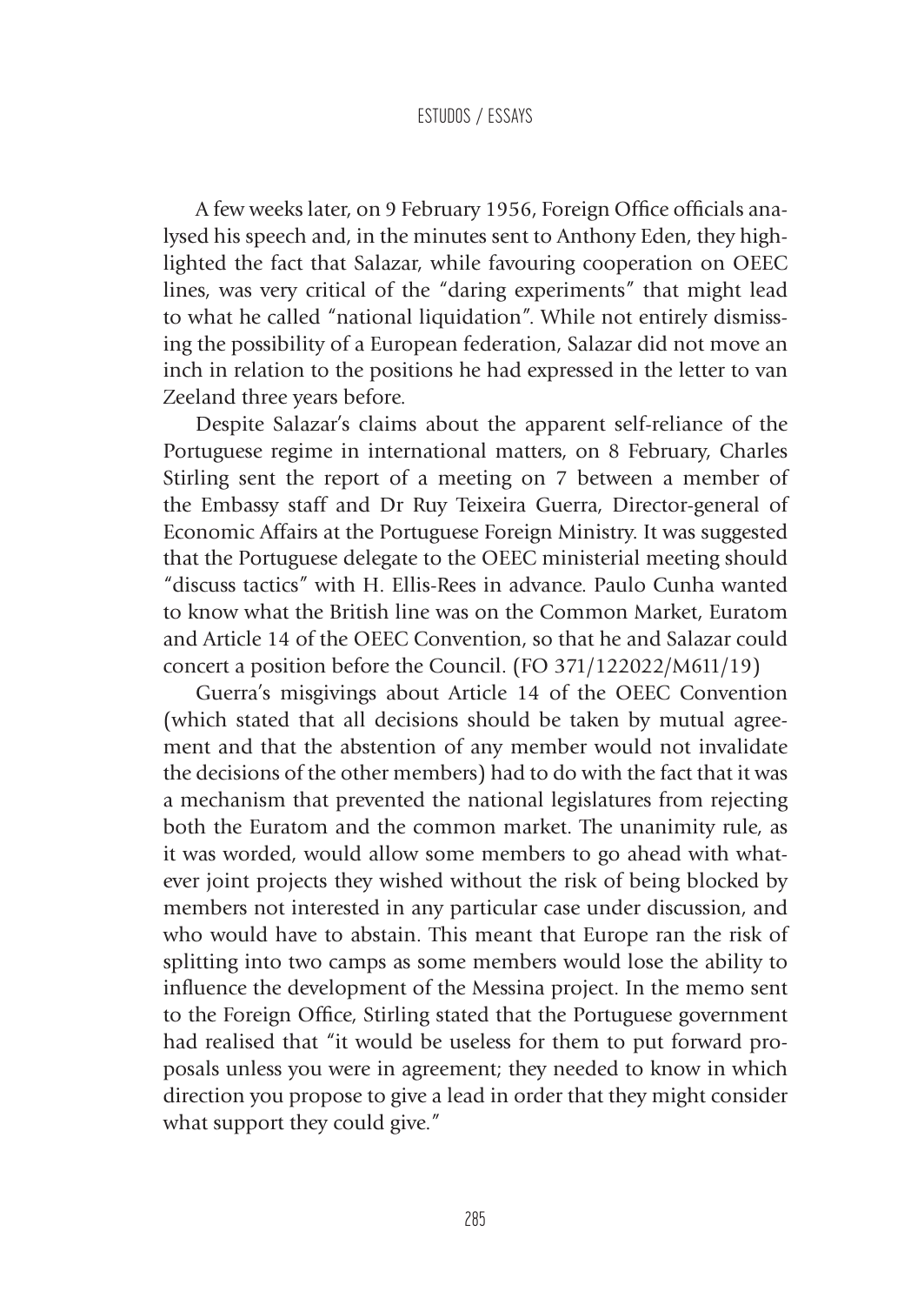A few weeks later, on 9 February 1956, Foreign Office officials analysed his speech and, in the minutes sent to Anthony Eden, they highlighted the fact that Salazar, while favouring cooperation on OEEC lines, was very critical of the "daring experiments" that might lead to what he called "national liquidation". While not entirely dismissing the possibility of a European federation, Salazar did not move an inch in relation to the positions he had expressed in the letter to van Zeeland three years before.

Despite Salazar's claims about the apparent self-reliance of the Portuguese regime in international matters, on 8 February, Charles Stirling sent the report of a meeting on 7 between a member of the Embassy staff and Dr Ruy Teixeira Guerra, Director-general of Economic Affairs at the Portuguese Foreign Ministry. It was suggested that the Portuguese delegate to the OEEC ministerial meeting should "discuss tactics" with H. Ellis-Rees in advance. Paulo Cunha wanted to know what the British line was on the Common Market, Euratom and Article 14 of the OEEC Convention, so that he and Salazar could concert a position before the Council. (FO 371/122022/M611/19)

Guerra's misgivings about Article 14 of the OEEC Convention (which stated that all decisions should be taken by mutual agreement and that the abstention of any member would not invalidate the decisions of the other members) had to do with the fact that it was a mechanism that prevented the national legislatures from rejecting both the Euratom and the common market. The unanimity rule, as it was worded, would allow some members to go ahead with whatever joint projects they wished without the risk of being blocked by members not interested in any particular case under discussion, and who would have to abstain. This meant that Europe ran the risk of splitting into two camps as some members would lose the ability to influence the development of the Messina project. In the memo sent to the Foreign Office, Stirling stated that the Portuguese government had realised that "it would be useless for them to put forward proposals unless you were in agreement; they needed to know in which direction you propose to give a lead in order that they might consider what support they could give."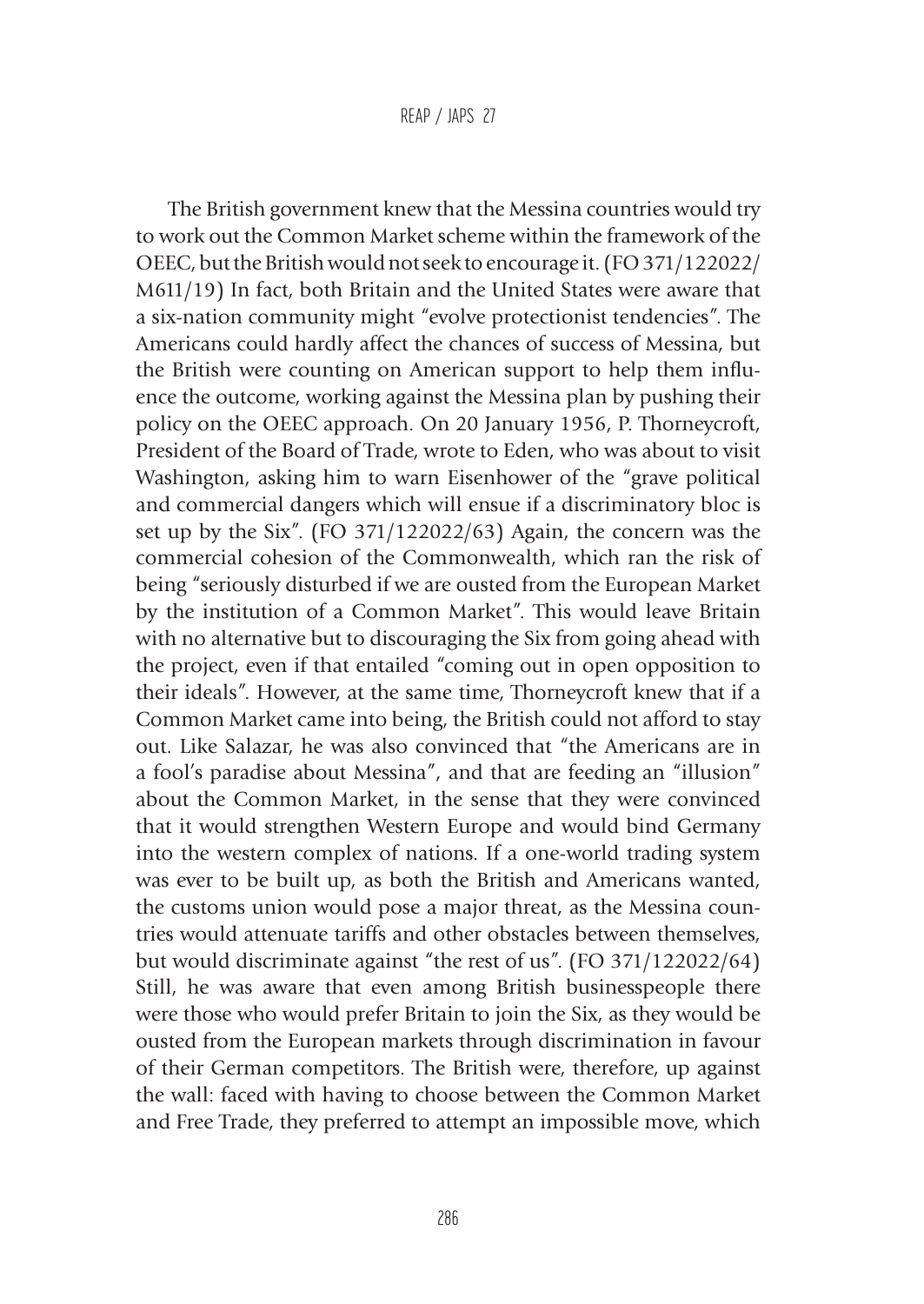The British government knew that the Messina countries would try to work out the Common Market scheme within the framework of the OEEC, but the British would not seek to encourage it. (FO 371/122022/M611/19) In fact, both Britain and the United States were aware that a six-nation community might "evolve protectionist tendencies". The Americans could hardly affect the chances of success of Messina, but the British were counting on American support to help them influence the outcome, working against the Messina plan by pushing their policy on the OEEC approach. On 20 January 1956, P. Thorneycroft, President of the Board of Trade, wrote to Eden, who was about to visit Washington, asking him to warn Eisenhower of the "grave political and commercial dangers which will ensue if a discriminatory bloc is set up by the Six". (FO 371/122022/63) Again, the concern was the commercial cohesion of the Commonwealth, which ran the risk of being "seriously disturbed if we are ousted from the European Market by the institution of a Common Market". This would leave Britain with no alternative but to discouraging the Six from going ahead with the project, even if that entailed "coming out in open opposition to their ideals". However, at the same time, Thorneycroft knew that if a Common Market came into being, the British could not afford to stay out. Like Salazar, he was also convinced that "the Americans are in a fool's paradise about Messina", and that are feeding an "illusion" about the Common Market, in the sense that they were convinced that it would strengthen Western Europe and would bind Germany into the western complex of nations. If a one-world trading system was ever to be built up, as both the British and Americans wanted, the customs union would pose a major threat, as the Messina countries would attenuate tariffs and other obstacles between themselves, but would discriminate against "the rest of us". (FO 371/122022/64) Still, he was aware that even among British businesspeople there were those who would prefer Britain to join the Six, as they would be ousted from the European markets through discrimination in favour of their German competitors. The British were, therefore, up against the wall: faced with having to choose between the Common Market and Free Trade, they preferred to attempt an impossible move, which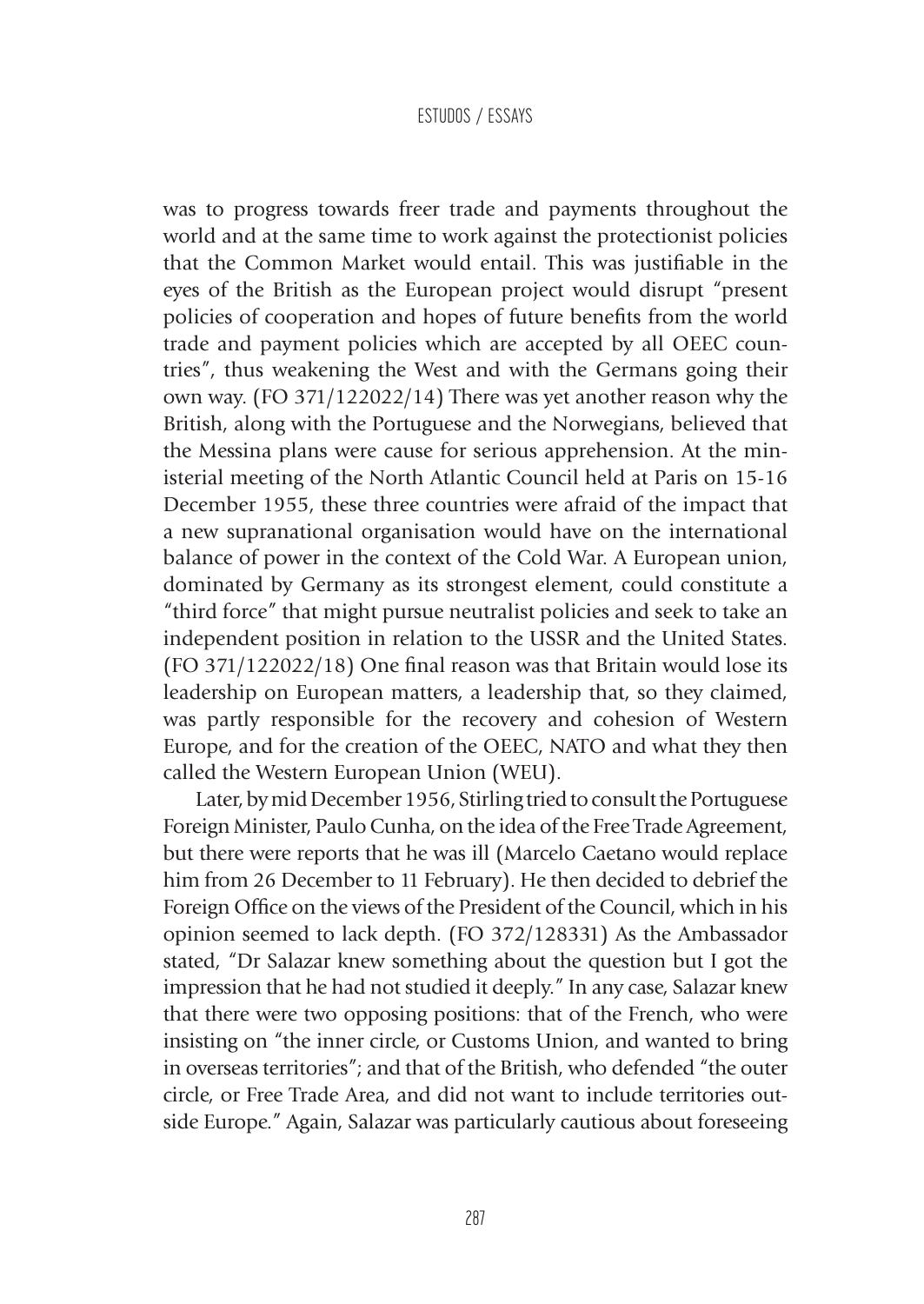was to progress towards freer trade and payments throughout the world and at the same time to work against the protectionist policies that the Common Market would entail. This was justifiable in the eyes of the British as the European project would disrupt "present policies of cooperation and hopes of future benefits from the world trade and payment policies which are accepted by all OEEC countries", thus weakening the West and with the Germans going their own way. (FO 371/122022/14) There was yet another reason why the British, along with the Portuguese and the Norwegians, believed that the Messina plans were cause for serious apprehension. At the ministerial meeting of the North Atlantic Council held at Paris on 15-16 December 1955, these three countries were afraid of the impact that a new supranational organisation would have on the international balance of power in the context of the Cold War. A European union, dominated by Germany as its strongest element, could constitute a "third force" that might pursue neutralist policies and seek to take an independent position in relation to the USSR and the United States. (FO 371/122022/18) One final reason was that Britain would lose its leadership on European matters, a leadership that, so they claimed, was partly responsible for the recovery and cohesion of Western Europe, and for the creation of the OEEC, NATO and what they then called the Western European Union (WEU).

Later, by mid December 1956, Stirling tried to consult the Portuguese Foreign Minister, Paulo Cunha, on the idea of the Free Trade Agreement, but there were reports that he was ill (Marcelo Caetano would replace him from 26 December to 11 February). He then decided to debrief the Foreign Office on the views of the President of the Council, which in his opinion seemed to lack depth. (FO 372/128331) As the Ambassador stated, "Dr Salazar knew something about the question but I got the impression that he had not studied it deeply." In any case, Salazar knew that there were two opposing positions: that of the French, who were insisting on "the inner circle, or Customs Union, and wanted to bring in overseas territories"; and that of the British, who defended "the outer circle, or Free Trade Area, and did not want to include territories outside Europe." Again, Salazar was particularly cautious about foreseeing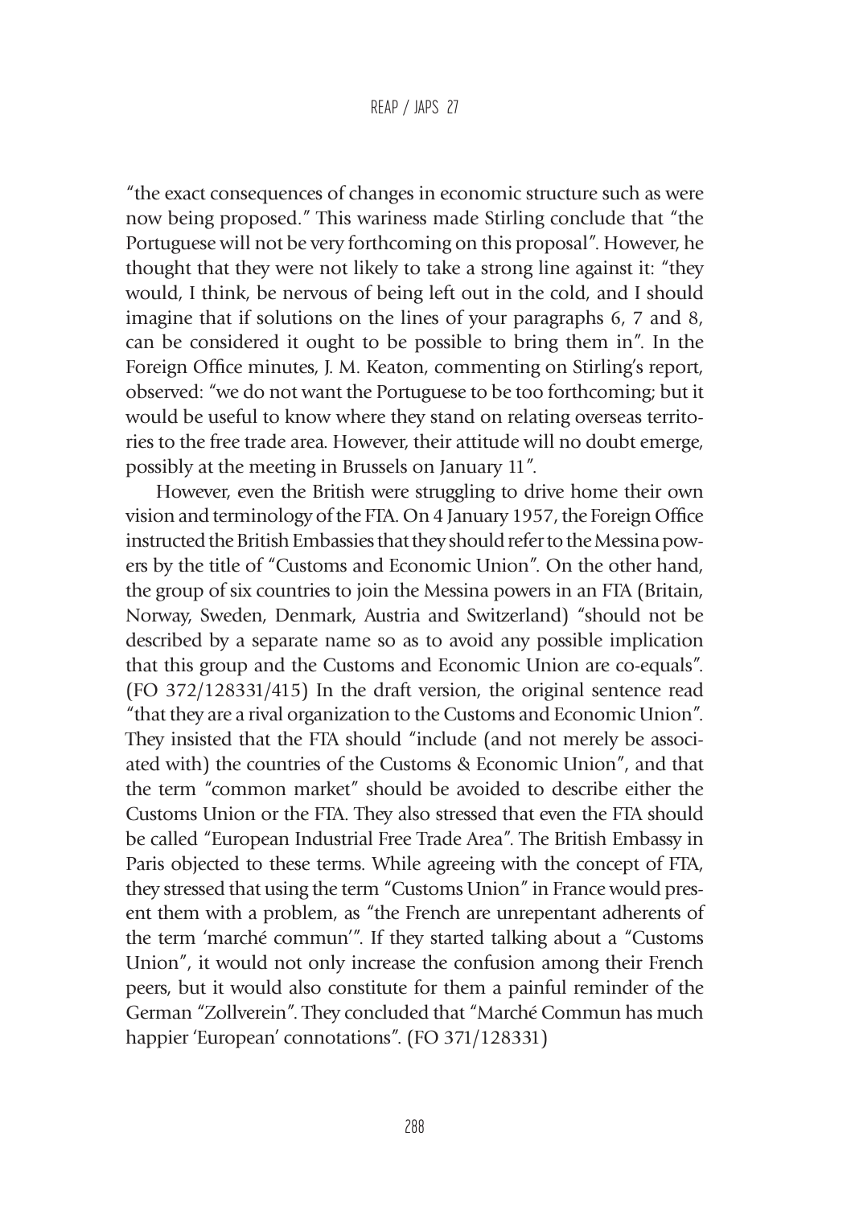"the exact consequences of changes in economic structure such as were now being proposed." This wariness made Stirling conclude that "the Portuguese will not be very forthcoming on this proposal". However, he thought that they were not likely to take a strong line against it: "they would, I think, be nervous of being left out in the cold, and I should imagine that if solutions on the lines of your paragraphs 6, 7 and 8, can be considered it ought to be possible to bring them in". In the Foreign Office minutes, J. M. Keaton, commenting on Stirling's report, observed: "we do not want the Portuguese to be too forthcoming; but it would be useful to know where they stand on relating overseas territories to the free trade area. However, their attitude will no doubt emerge, possibly at the meeting in Brussels on January 11".

However, even the British were struggling to drive home their own vision and terminology of the FTA. On 4 January 1957, the Foreign Office instructed the British Embassies that they should refer to the Messina powers by the title of "Customs and Economic Union". On the other hand, the group of six countries to join the Messina powers in an FTA (Britain, Norway, Sweden, Denmark, Austria and Switzerland) "should not be described by a separate name so as to avoid any possible implication that this group and the Customs and Economic Union are co-equals". (FO 372/128331/415) In the draft version, the original sentence read "that they are a rival organization to the Customs and Economic Union". They insisted that the FTA should "include (and not merely be associated with) the countries of the Customs & Economic Union", and that the term "common market" should be avoided to describe either the Customs Union or the FTA. They also stressed that even the FTA should be called "European Industrial Free Trade Area". The British Embassy in Paris objected to these terms. While agreeing with the concept of FTA, they stressed that using the term "Customs Union" in France would present them with a problem, as "the French are unrepentant adherents of the term 'marché commun'". If they started talking about a "Customs Union", it would not only increase the confusion among their French peers, but it would also constitute for them a painful reminder of the German "Zollverein". They concluded that "Marché Commun has much happier 'European' connotations". (FO 371/128331)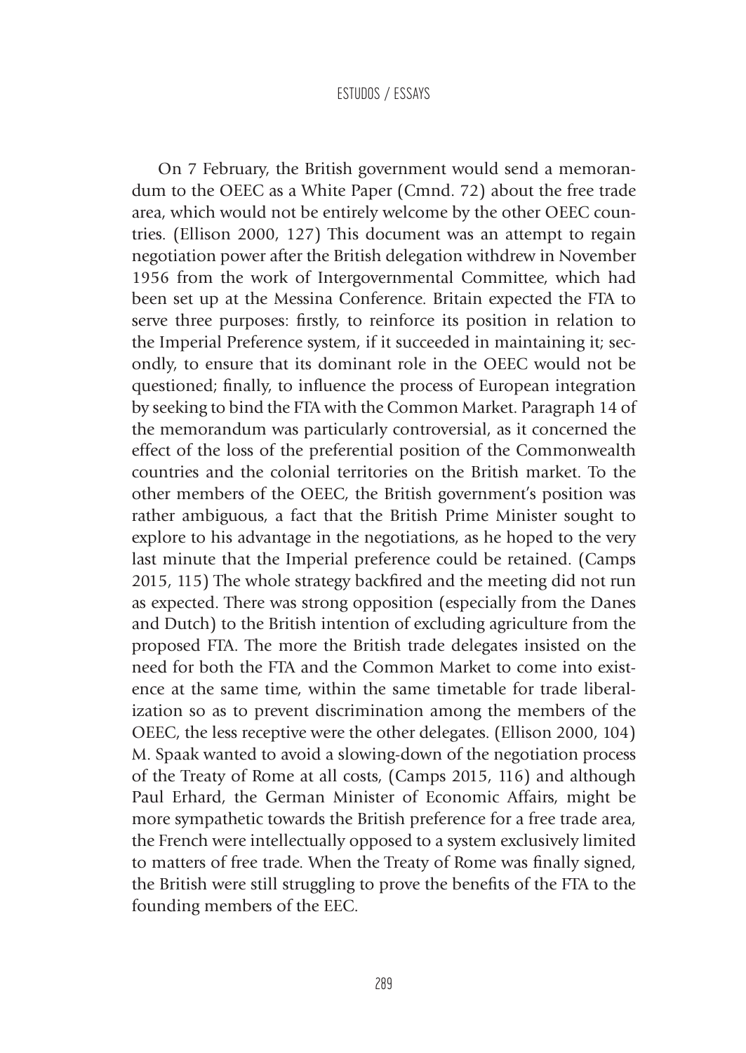On 7 February, the British government would send a memorandum to the OEEC as a White Paper (Cmnd. 72) about the free trade area, which would not be entirely welcome by the other OEEC countries. (Ellison 2000, 127) This document was an attempt to regain negotiation power after the British delegation withdrew in November 1956 from the work of Intergovernmental Committee, which had been set up at the Messina Conference. Britain expected the FTA to serve three purposes: firstly, to reinforce its position in relation to the Imperial Preference system, if it succeeded in maintaining it; secondly, to ensure that its dominant role in the OEEC would not be questioned; finally, to influence the process of European integration by seeking to bind the FTA with the Common Market. Paragraph 14 of the memorandum was particularly controversial, as it concerned the effect of the loss of the preferential position of the Commonwealth countries and the colonial territories on the British market. To the other members of the OEEC, the British government's position was rather ambiguous, a fact that the British Prime Minister sought to explore to his advantage in the negotiations, as he hoped to the very last minute that the Imperial preference could be retained. (Camps 2015, 115) The whole strategy backfired and the meeting did not run as expected. There was strong opposition (especially from the Danes and Dutch) to the British intention of excluding agriculture from the proposed FTA. The more the British trade delegates insisted on the need for both the FTA and the Common Market to come into existence at the same time, within the same timetable for trade liberalization so as to prevent discrimination among the members of the OEEC, the less receptive were the other delegates. (Ellison 2000, 104) M. Spaak wanted to avoid a slowing-down of the negotiation process of the Treaty of Rome at all costs, (Camps 2015, 116) and although Paul Erhard, the German Minister of Economic Affairs, might be more sympathetic towards the British preference for a free trade area, the French were intellectually opposed to a system exclusively limited to matters of free trade. When the Treaty of Rome was finally signed, the British were still struggling to prove the benefits of the FTA to the founding members of the EEC.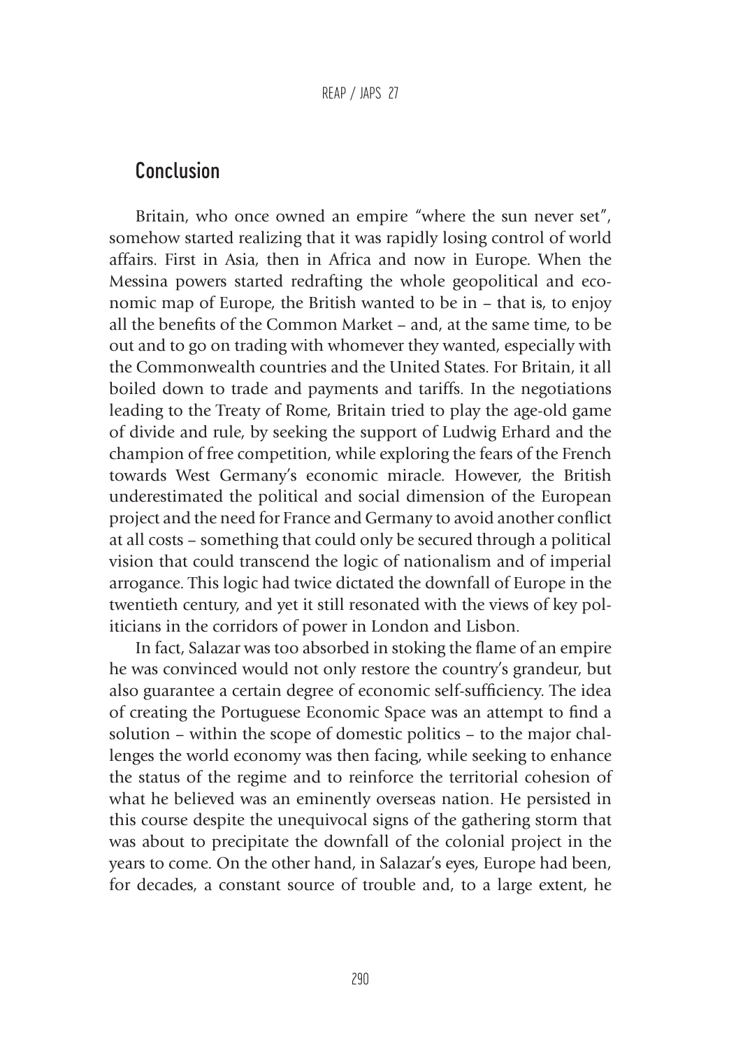## Conclusion

Britain, who once owned an empire "where the sun never set", somehow started realizing that it was rapidly losing control of world affairs. First in Asia, then in Africa and now in Europe. When the Messina powers started redrafting the whole geopolitical and economic map of Europe, the British wanted to be in – that is, to enjoy all the benefits of the Common Market – and, at the same time, to be out and to go on trading with whomever they wanted, especially with the Commonwealth countries and the United States. For Britain, it all boiled down to trade and payments and tariffs. In the negotiations leading to the Treaty of Rome, Britain tried to play the age-old game of divide and rule, by seeking the support of Ludwig Erhard and the champion of free competition, while exploring the fears of the French towards West Germany's economic miracle. However, the British underestimated the political and social dimension of the European project and the need for France and Germany to avoid another conflict at all costs – something that could only be secured through a political vision that could transcend the logic of nationalism and of imperial arrogance. This logic had twice dictated the downfall of Europe in the twentieth century, and yet it still resonated with the views of key politicians in the corridors of power in London and Lisbon.

In fact, Salazar was too absorbed in stoking the flame of an empire he was convinced would not only restore the country's grandeur, but also guarantee a certain degree of economic self-sufficiency. The idea of creating the Portuguese Economic Space was an attempt to find a solution – within the scope of domestic politics – to the major challenges the world economy was then facing, while seeking to enhance the status of the regime and to reinforce the territorial cohesion of what he believed was an eminently overseas nation. He persisted in this course despite the unequivocal signs of the gathering storm that was about to precipitate the downfall of the colonial project in the years to come. On the other hand, in Salazar's eyes, Europe had been, for decades, a constant source of trouble and, to a large extent, he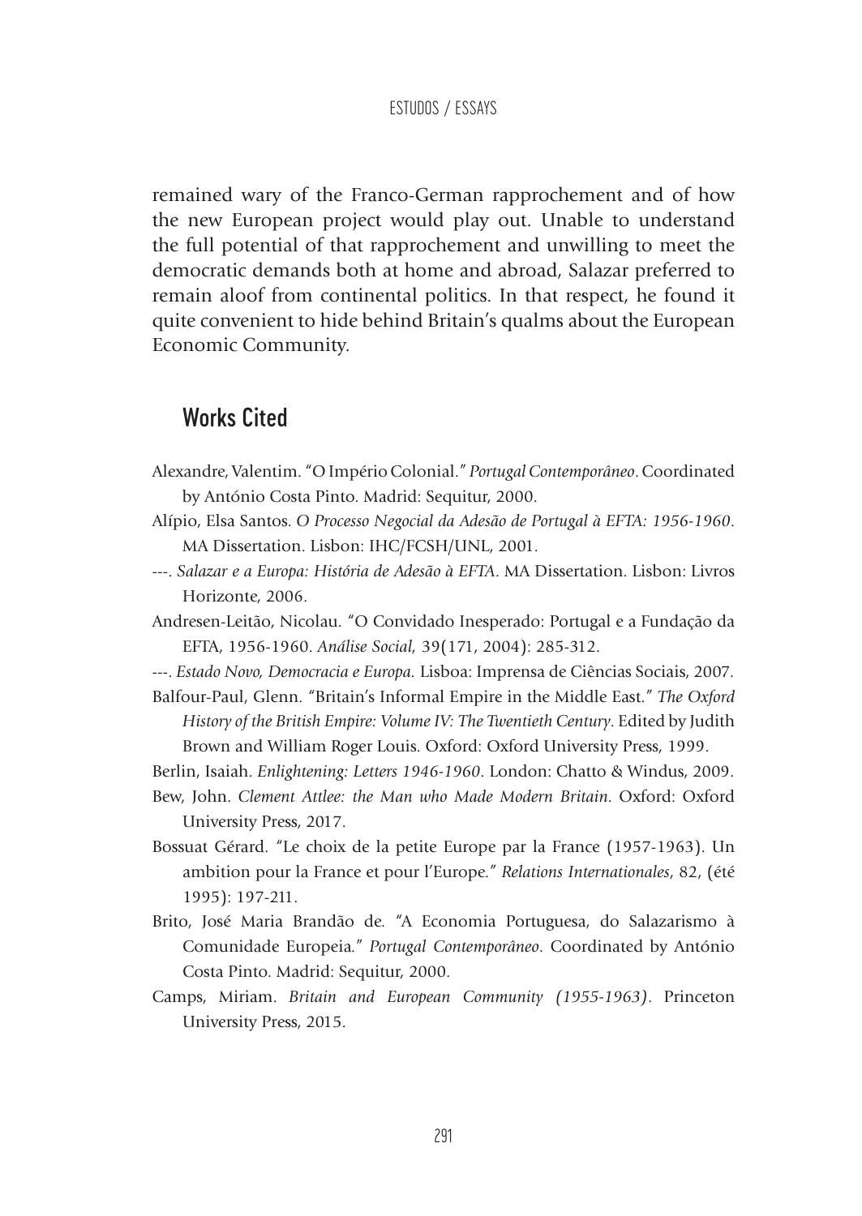remained wary of the Franco-German rapprochement and of how the new European project would play out. Unable to understand the full potential of that rapprochement and unwilling to meet the democratic demands both at home and abroad, Salazar preferred to remain aloof from continental politics. In that respect, he found it quite convenient to hide behind Britain's qualms about the European Economic Community.

## Works Cited

Alexandre, Valentim. "O Império Colonial." *Portugal Contemporâneo*. Coordinated by António Costa Pinto. Madrid: Sequitur, 2000.

Alípio, Elsa Santos. *O Processo Negocial da Adesão de Portugal à EFTA: 1956-1960*. MA Dissertation. Lisbon: IHC/FCSH/UNL, 2001.

---. *Salazar e a Europa: História de Adesão à EFTA*. MA Dissertation. Lisbon: Livros Horizonte, 2006.

Andresen-Leitão, Nicolau. "O Convidado Inesperado: Portugal e a Fundação da EFTA, 1956-1960. *Análise Social,* 39(171, 2004): 285-312.

---. *Estado Novo, Democracia e Europa.* Lisboa: Imprensa de Ciências Sociais, 2007.

Balfour-Paul, Glenn. "Britain's Informal Empire in the Middle East." *The Oxford History of the British Empire: Volume IV: The Twentieth Century*. Edited by Judith Brown and William Roger Louis. Oxford: Oxford University Press, 1999.

Berlin, Isaiah. *Enlightening: Letters 1946-1960*. London: Chatto & Windus, 2009.

Bew, John. *Clement Attlee: the Man who Made Modern Britain*. Oxford: Oxford University Press, 2017.

Bossuat Gérard. "Le choix de la petite Europe par la France (1957-1963). Un ambition pour la France et pour l'Europe." *Relations Internationales*, 82, (été 1995): 197-211.

Brito, José Maria Brandão de. "A Economia Portuguesa, do Salazarismo à Comunidade Europeia." *Portugal Contemporâneo*. Coordinated by António Costa Pinto. Madrid: Sequitur, 2000.

Camps, Miriam. *Britain and European Community (1955-1963)*. Princeton University Press, 2015.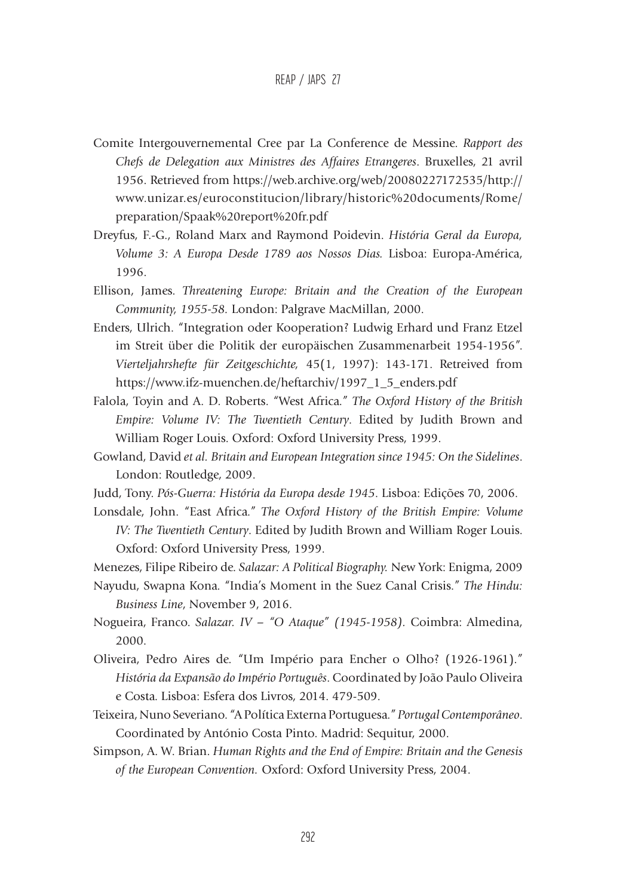Comite Intergouvernemental Cree par La Conference de Messine. *Rapport des Chefs de Delegation aux Ministres des Affaires Etrangeres*. Bruxelles, 21 avril 1956. Retrieved from https://web.archive.org/web/20080227172535/http://www.unizar.es/euroconstitucion/library/historic%20documents/Rome/preparation/Spaak%20report%20fr.pdf

Dreyfus, F.-G., Roland Marx and Raymond Poidevin. *História Geral da Europa, Volume 3: A Europa Desde 1789 aos Nossos Dias.* Lisboa: Europa-América, 1996.

Ellison, James. *Threatening Europe: Britain and the Creation of the European Community, 1955-58.* London: Palgrave MacMillan, 2000.

Enders, Ulrich. "Integration oder Kooperation? Ludwig Erhard und Franz Etzel im Streit über die Politik der europäischen Zusammenarbeit 1954-1956". *Vierteljahrshefte für Zeitgeschichte,* 45(1, 1997): 143-171. Retreived from https://www.ifz-muenchen.de/heftarchiv/1997_1_5_enders.pdf

Falola, Toyin and A. D. Roberts. "West Africa." *The Oxford History of the British Empire: Volume IV: The Twentieth Century*. Edited by Judith Brown and William Roger Louis. Oxford: Oxford University Press, 1999.

Gowland, David *et al. Britain and European Integration since 1945: On the Sidelines*. London: Routledge, 2009.

Judd, Tony. *Pós-Guerra: História da Europa desde 1945*. Lisboa: Edições 70, 2006.

Lonsdale, John. "East Africa." *The Oxford History of the British Empire: Volume IV: The Twentieth Century*. Edited by Judith Brown and William Roger Louis. Oxford: Oxford University Press, 1999.

Menezes, Filipe Ribeiro de. *Salazar: A Political Biography.* New York: Enigma, 2009

Nayudu, Swapna Kona. "India's Moment in the Suez Canal Crisis." *The Hindu: Business Line*, November 9, 2016.

Nogueira, Franco. *Salazar. IV – "O Ataque" (1945-1958)*. Coimbra: Almedina, 2000.

Oliveira, Pedro Aires de. "Um Império para Encher o Olho? (1926-1961)." *História da Expansão do Império Português*. Coordinated by João Paulo Oliveira e Costa. Lisboa: Esfera dos Livros, 2014. 479-509.

Teixeira, Nuno Severiano. "A Política Externa Portuguesa." *Portugal Contemporâneo*. Coordinated by António Costa Pinto. Madrid: Sequitur, 2000.

Simpson, A. W. Brian. *Human Rights and the End of Empire: Britain and the Genesis of the European Convention.* Oxford: Oxford University Press, 2004.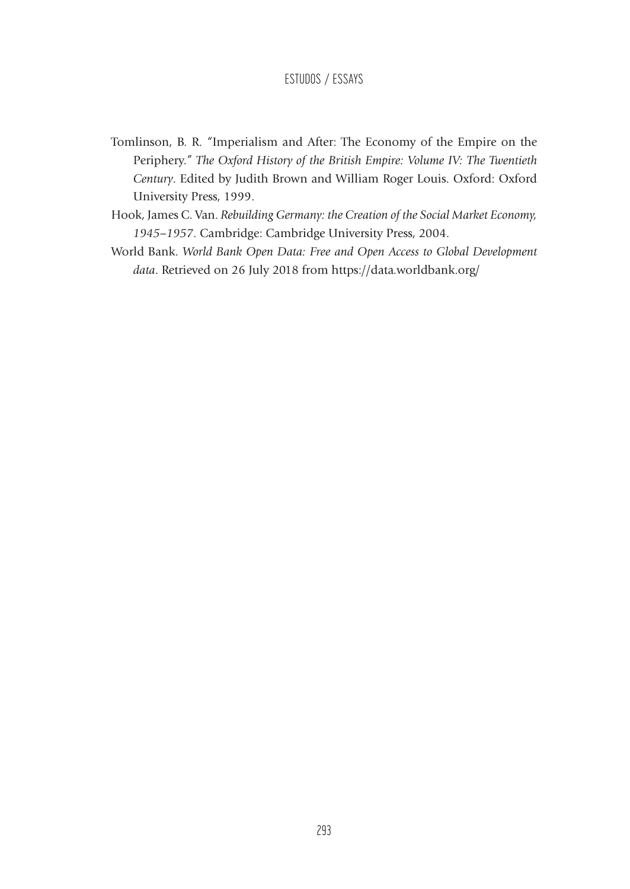Tomlinson, B. R. "Imperialism and After: The Economy of the Empire on the Periphery." *The Oxford History of the British Empire: Volume IV: The Twentieth Century*. Edited by Judith Brown and William Roger Louis. Oxford: Oxford University Press, 1999.

Hook, James C. Van. *Rebuilding Germany: the Creation of the Social Market Economy, 1945–1957*. Cambridge: Cambridge University Press, 2004.

World Bank. *World Bank Open Data: Free and Open Access to Global Development data*. Retrieved on 26 July 2018 from https://data.worldbank.org/